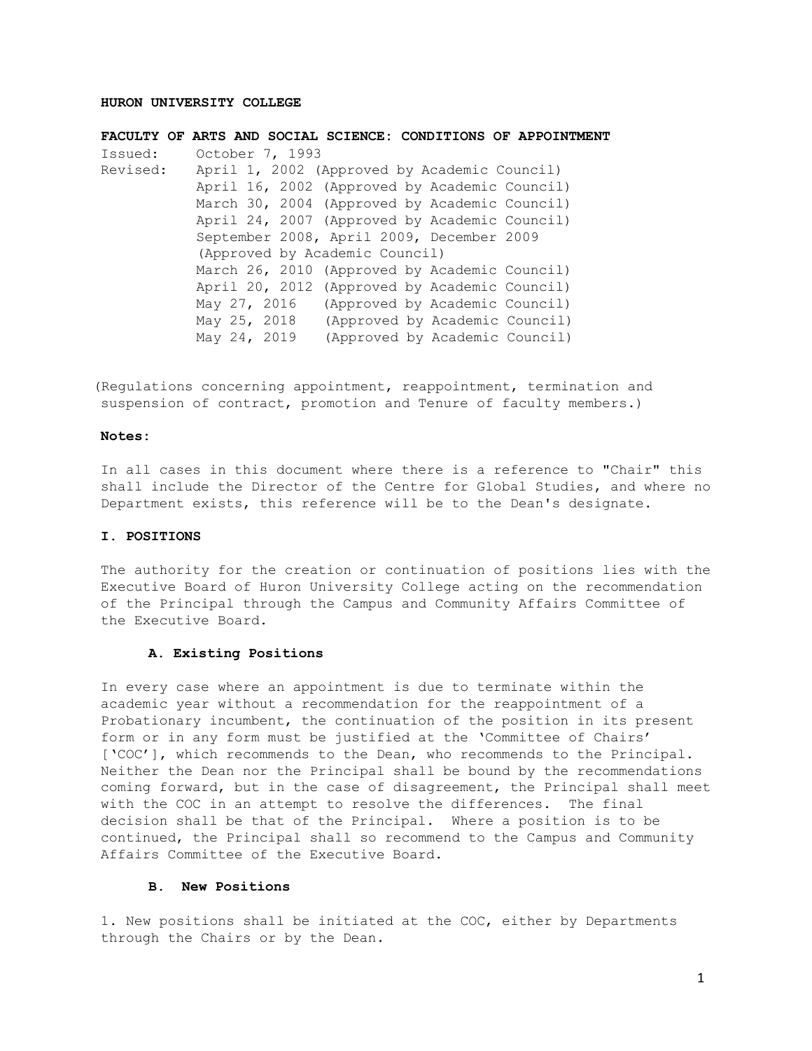**HURON UNIVERSITY COLLEGE**

**FACULTY OF ARTS AND SOCIAL SCIENCE: CONDITIONS OF APPOINTMENT**

Issued: October 7, 1993

Revised: April 1, 2002 (Approved by Academic Council)
April 16, 2002 (Approved by Academic Council)
March 30, 2004 (Approved by Academic Council)
April 24, 2007 (Approved by Academic Council)
September 2008, April 2009, December 2009
(Approved by Academic Council)
March 26, 2010 (Approved by Academic Council)
April 20, 2012 (Approved by Academic Council)
May 27, 2016 (Approved by Academic Council)
May 25, 2018 (Approved by Academic Council)
May 24, 2019 (Approved by Academic Council)

(Regulations concerning appointment, reappointment, termination and suspension of contract, promotion and Tenure of faculty members.)

**Notes:**

In all cases in this document where there is a reference to "Chair" this shall include the Director of the Centre for Global Studies, and where no Department exists, this reference will be to the Dean's designate.

## I. POSITIONS

The authority for the creation or continuation of positions lies with the Executive Board of Huron University College acting on the recommendation of the Principal through the Campus and Community Affairs Committee of the Executive Board.

### A. Existing Positions

In every case where an appointment is due to terminate within the academic year without a recommendation for the reappointment of a Probationary incumbent, the continuation of the position in its present form or in any form must be justified at the 'Committee of Chairs' ['COC'], which recommends to the Dean, who recommends to the Principal. Neither the Dean nor the Principal shall be bound by the recommendations coming forward, but in the case of disagreement, the Principal shall meet with the COC in an attempt to resolve the differences. The final decision shall be that of the Principal. Where a position is to be continued, the Principal shall so recommend to the Campus and Community Affairs Committee of the Executive Board.

### B. New Positions

1. New positions shall be initiated at the COC, either by Departments through the Chairs or by the Dean.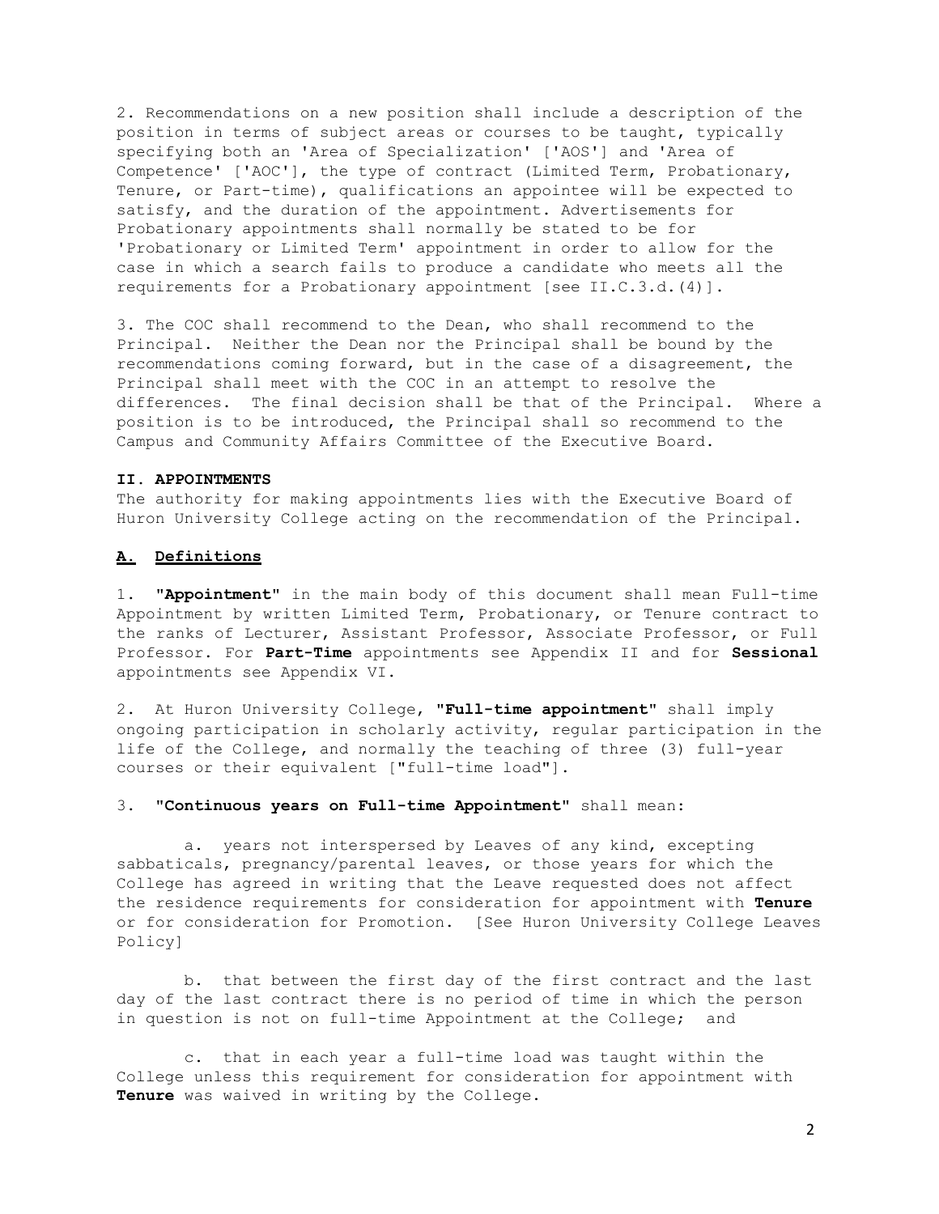2. Recommendations on a new position shall include a description of the position in terms of subject areas or courses to be taught, typically specifying both an 'Area of Specialization' ['AOS'] and 'Area of Competence' ['AOC'], the type of contract (Limited Term, Probationary, Tenure, or Part-time), qualifications an appointee will be expected to satisfy, and the duration of the appointment. Advertisements for Probationary appointments shall normally be stated to be for 'Probationary or Limited Term' appointment in order to allow for the case in which a search fails to produce a candidate who meets all the requirements for a Probationary appointment [see II.C.3.d.(4)].

3. The COC shall recommend to the Dean, who shall recommend to the Principal. Neither the Dean nor the Principal shall be bound by the recommendations coming forward, but in the case of a disagreement, the Principal shall meet with the COC in an attempt to resolve the differences. The final decision shall be that of the Principal. Where a position is to be introduced, the Principal shall so recommend to the Campus and Community Affairs Committee of the Executive Board.

## II. APPOINTMENTS

The authority for making appointments lies with the Executive Board of Huron University College acting on the recommendation of the Principal.

### A. Definitions

1. **"Appointment"** in the main body of this document shall mean Full-time Appointment by written Limited Term, Probationary, or Tenure contract to the ranks of Lecturer, Assistant Professor, Associate Professor, or Full Professor. For **Part-Time** appointments see Appendix II and for **Sessional** appointments see Appendix VI.

2. At Huron University College, **"Full-time appointment"** shall imply ongoing participation in scholarly activity, regular participation in the life of the College, and normally the teaching of three (3) full-year courses or their equivalent ["full-time load"].

3. **"Continuous years on Full-time Appointment"** shall mean:

   a. years not interspersed by Leaves of any kind, excepting sabbaticals, pregnancy/parental leaves, or those years for which the College has agreed in writing that the Leave requested does not affect the residence requirements for consideration for appointment with **Tenure** or for consideration for Promotion. [See Huron University College Leaves Policy]

   b. that between the first day of the first contract and the last day of the last contract there is no period of time in which the person in question is not on full-time Appointment at the College; and

   c. that in each year a full-time load was taught within the College unless this requirement for consideration for appointment with **Tenure** was waived in writing by the College.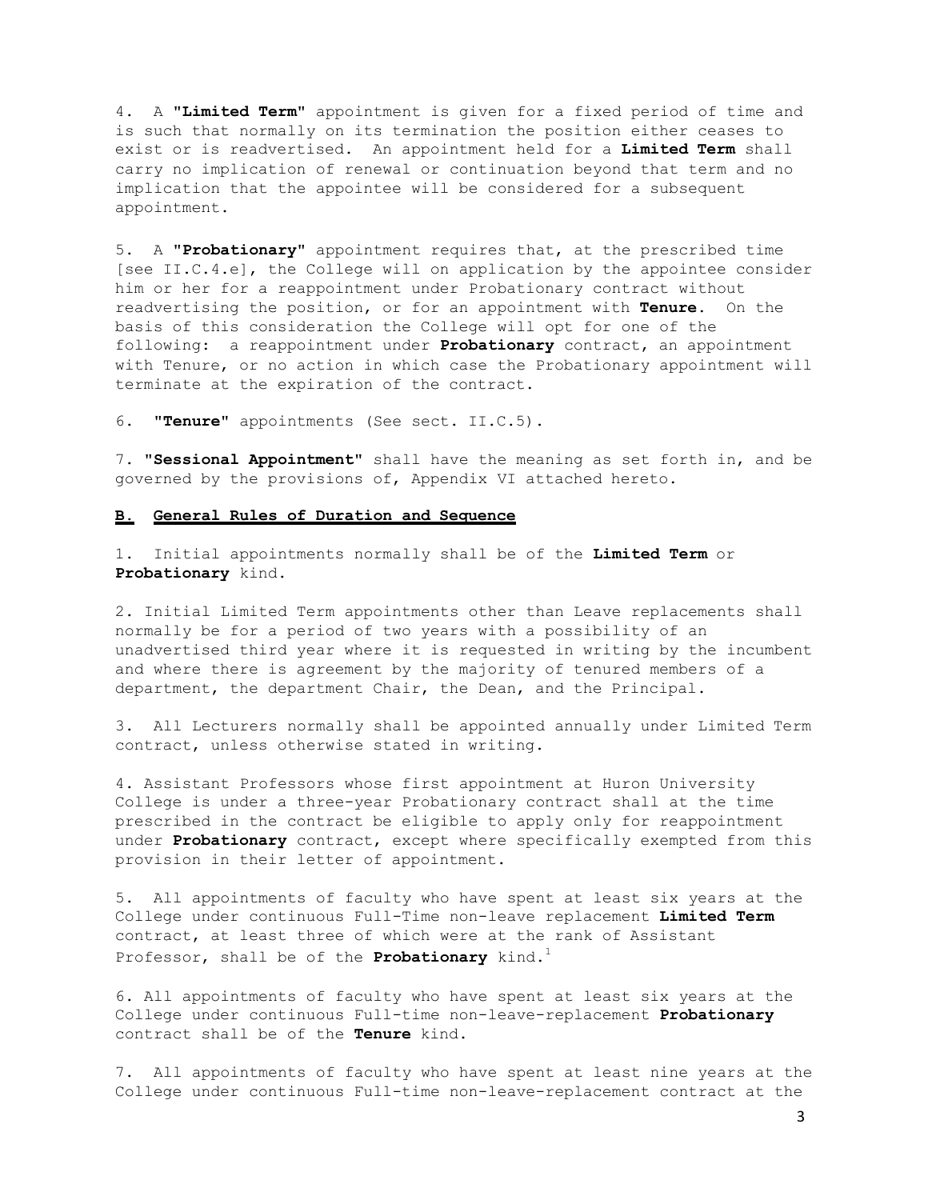4. A "**Limited Term**" appointment is given for a fixed period of time and is such that normally on its termination the position either ceases to exist or is readvertised. An appointment held for a **Limited Term** shall carry no implication of renewal or continuation beyond that term and no implication that the appointee will be considered for a subsequent appointment.

5. A "**Probationary**" appointment requires that, at the prescribed time [see II.C.4.e], the College will on application by the appointee consider him or her for a reappointment under Probationary contract without readvertising the position, or for an appointment with **Tenure**. On the basis of this consideration the College will opt for one of the following: a reappointment under **Probationary** contract, an appointment with Tenure, or no action in which case the Probationary appointment will terminate at the expiration of the contract.

6. "**Tenure**" appointments (See sect. II.C.5).

7. "**Sessional Appointment**" shall have the meaning as set forth in, and be governed by the provisions of, Appendix VI attached hereto.

**B. General Rules of Duration and Sequence**

1. Initial appointments normally shall be of the **Limited Term** or **Probationary** kind.

2. Initial Limited Term appointments other than Leave replacements shall normally be for a period of two years with a possibility of an unadvertised third year where it is requested in writing by the incumbent and where there is agreement by the majority of tenured members of a department, the department Chair, the Dean, and the Principal.

3. All Lecturers normally shall be appointed annually under Limited Term contract, unless otherwise stated in writing.

4. Assistant Professors whose first appointment at Huron University College is under a three-year Probationary contract shall at the time prescribed in the contract be eligible to apply only for reappointment under **Probationary** contract, except where specifically exempted from this provision in their letter of appointment.

5. All appointments of faculty who have spent at least six years at the College under continuous Full-Time non-leave replacement **Limited Term** contract, at least three of which were at the rank of Assistant Professor, shall be of the **Probationary** kind.[1]

6. All appointments of faculty who have spent at least six years at the College under continuous Full-time non-leave-replacement **Probationary** contract shall be of the **Tenure** kind.

7. All appointments of faculty who have spent at least nine years at the College under continuous Full-time non-leave-replacement contract at the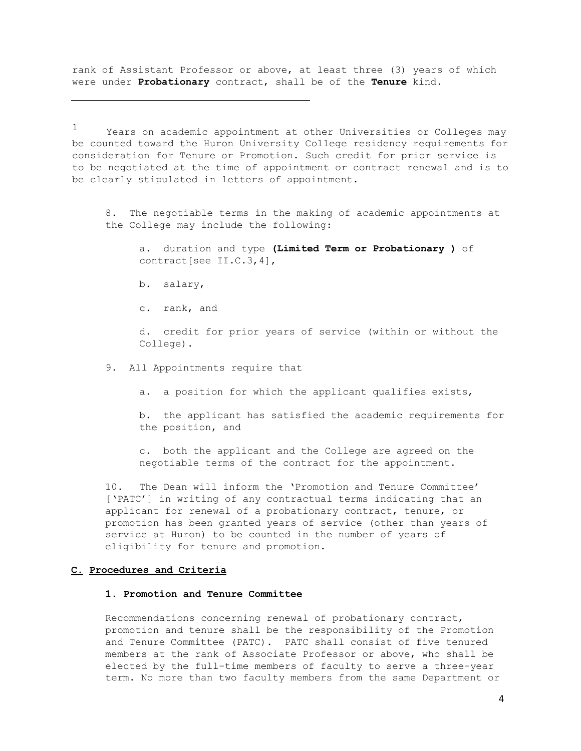rank of Assistant Professor or above, at least three (3) years of which were under **Probationary** contract, shall be of the **Tenure** kind.

---

[1] Years on academic appointment at other Universities or Colleges may be counted toward the Huron University College residency requirements for consideration for Tenure or Promotion. Such credit for prior service is to be negotiated at the time of appointment or contract renewal and is to be clearly stipulated in letters of appointment.

8. The negotiable terms in the making of academic appointments at the College may include the following:

   a. duration and type **(Limited Term or Probationary )** of contract[see II.C.3,4],

   b. salary,

   c. rank, and

   d. credit for prior years of service (within or without the College).

9. All Appointments require that

   a. a position for which the applicant qualifies exists,

   b. the applicant has satisfied the academic requirements for the position, and

   c. both the applicant and the College are agreed on the negotiable terms of the contract for the appointment.

10. The Dean will inform the 'Promotion and Tenure Committee' ['PATC'] in writing of any contractual terms indicating that an applicant for renewal of a probationary contract, tenure, or promotion has been granted years of service (other than years of service at Huron) to be counted in the number of years of eligibility for tenure and promotion.

## C. Procedures and Criteria

### 1. Promotion and Tenure Committee

Recommendations concerning renewal of probationary contract, promotion and tenure shall be the responsibility of the Promotion and Tenure Committee (PATC). PATC shall consist of five tenured members at the rank of Associate Professor or above, who shall be elected by the full-time members of faculty to serve a three-year term. No more than two faculty members from the same Department or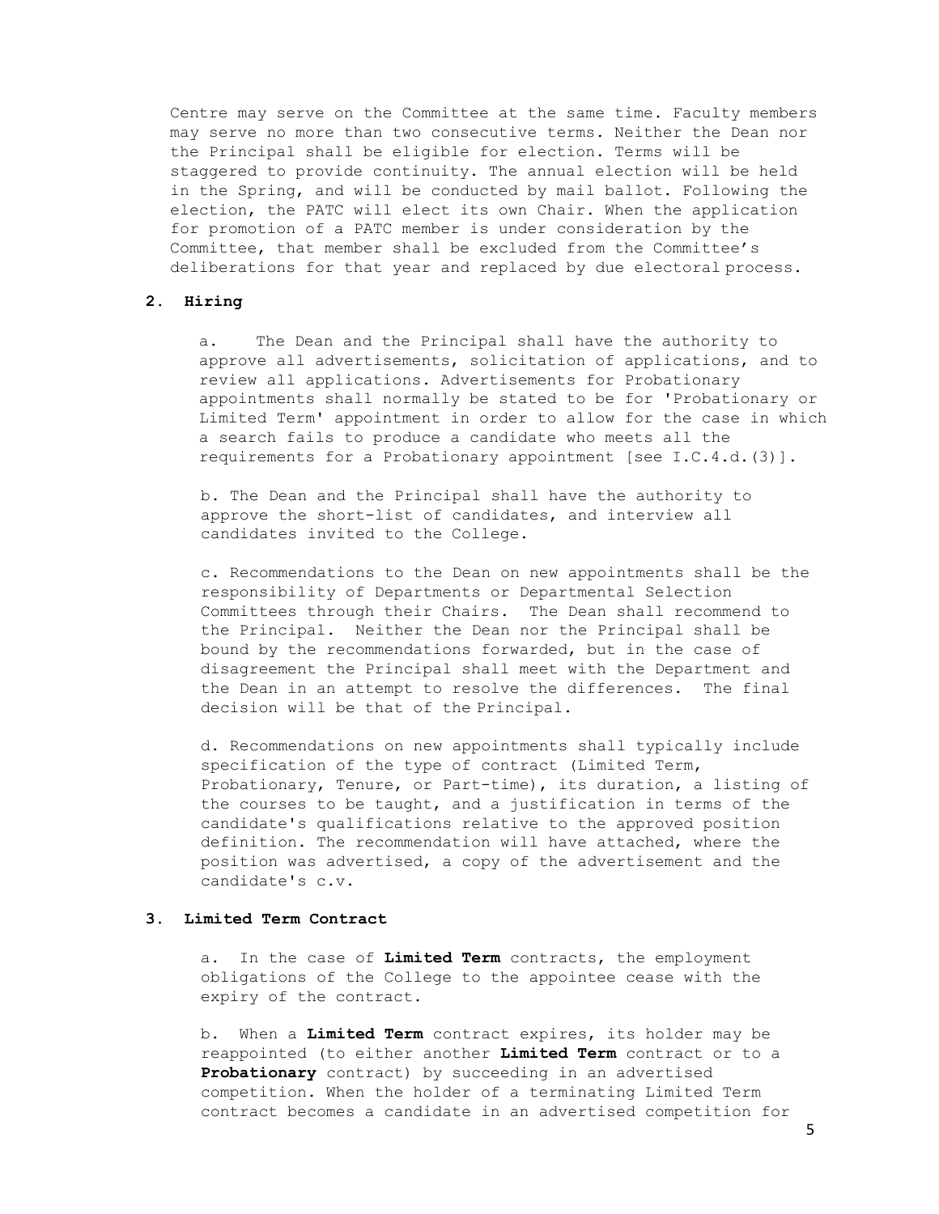Centre may serve on the Committee at the same time. Faculty members may serve no more than two consecutive terms. Neither the Dean nor the Principal shall be eligible for election. Terms will be staggered to provide continuity. The annual election will be held in the Spring, and will be conducted by mail ballot. Following the election, the PATC will elect its own Chair. When the application for promotion of a PATC member is under consideration by the Committee, that member shall be excluded from the Committee's deliberations for that year and replaced by due electoral process.

### 2. Hiring

a. The Dean and the Principal shall have the authority to approve all advertisements, solicitation of applications, and to review all applications. Advertisements for Probationary appointments shall normally be stated to be for 'Probationary or Limited Term' appointment in order to allow for the case in which a search fails to produce a candidate who meets all the requirements for a Probationary appointment [see I.C.4.d.(3)].

b. The Dean and the Principal shall have the authority to approve the short-list of candidates, and interview all candidates invited to the College.

c. Recommendations to the Dean on new appointments shall be the responsibility of Departments or Departmental Selection Committees through their Chairs. The Dean shall recommend to the Principal. Neither the Dean nor the Principal shall be bound by the recommendations forwarded, but in the case of disagreement the Principal shall meet with the Department and the Dean in an attempt to resolve the differences. The final decision will be that of the Principal.

d. Recommendations on new appointments shall typically include specification of the type of contract (Limited Term, Probationary, Tenure, or Part-time), its duration, a listing of the courses to be taught, and a justification in terms of the candidate's qualifications relative to the approved position definition. The recommendation will have attached, where the position was advertised, a copy of the advertisement and the candidate's c.v.

### 3. Limited Term Contract

a. In the case of **Limited Term** contracts, the employment obligations of the College to the appointee cease with the expiry of the contract.

b. When a **Limited Term** contract expires, its holder may be reappointed (to either another **Limited Term** contract or to a **Probationary** contract) by succeeding in an advertised competition. When the holder of a terminating Limited Term contract becomes a candidate in an advertised competition for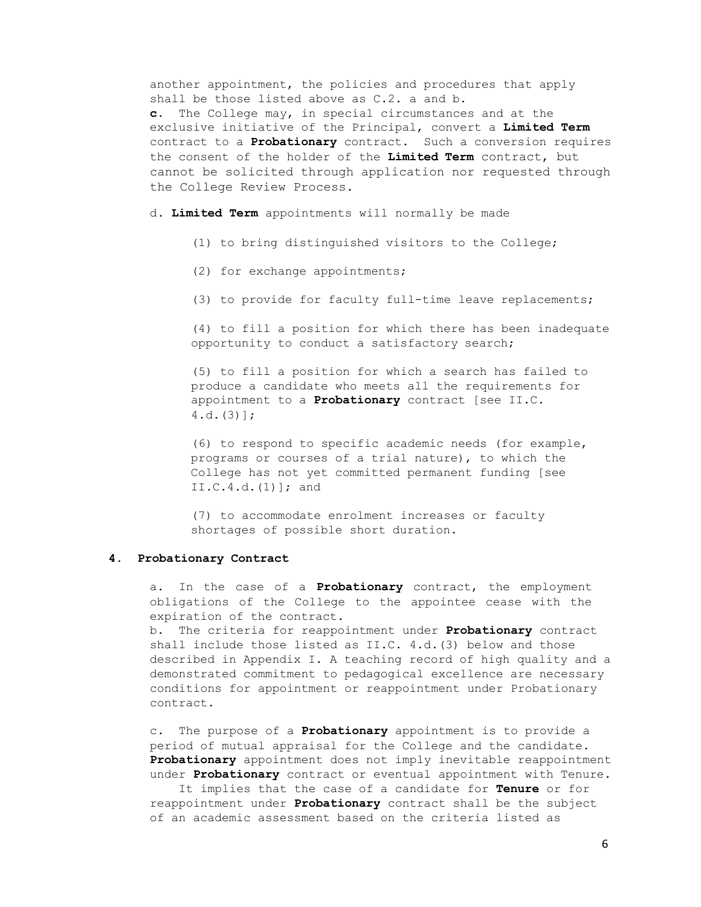another appointment, the policies and procedures that apply shall be those listed above as C.2. a and b.

**c.** The College may, in special circumstances and at the exclusive initiative of the Principal, convert a **Limited Term** contract to a **Probationary** contract. Such a conversion requires the consent of the holder of the **Limited Term** contract, but cannot be solicited through application nor requested through the College Review Process.

d. **Limited Term** appointments will normally be made

(1) to bring distinguished visitors to the College;

(2) for exchange appointments;

(3) to provide for faculty full-time leave replacements;

(4) to fill a position for which there has been inadequate opportunity to conduct a satisfactory search;

(5) to fill a position for which a search has failed to produce a candidate who meets all the requirements for appointment to a **Probationary** contract [see II.C. 4.d.(3)];

(6) to respond to specific academic needs (for example, programs or courses of a trial nature), to which the College has not yet committed permanent funding [see II.C.4.d.(1)]; and

(7) to accommodate enrolment increases or faculty shortages of possible short duration.

### 4. Probationary Contract

a. In the case of a **Probationary** contract, the employment obligations of the College to the appointee cease with the expiration of the contract.

b. The criteria for reappointment under **Probationary** contract shall include those listed as II.C. 4.d.(3) below and those described in Appendix I. A teaching record of high quality and a demonstrated commitment to pedagogical excellence are necessary conditions for appointment or reappointment under Probationary contract.

c. The purpose of a **Probationary** appointment is to provide a period of mutual appraisal for the College and the candidate. **Probationary** appointment does not imply inevitable reappointment under **Probationary** contract or eventual appointment with Tenure. It implies that the case of a candidate for **Tenure** or for reappointment under **Probationary** contract shall be the subject of an academic assessment based on the criteria listed as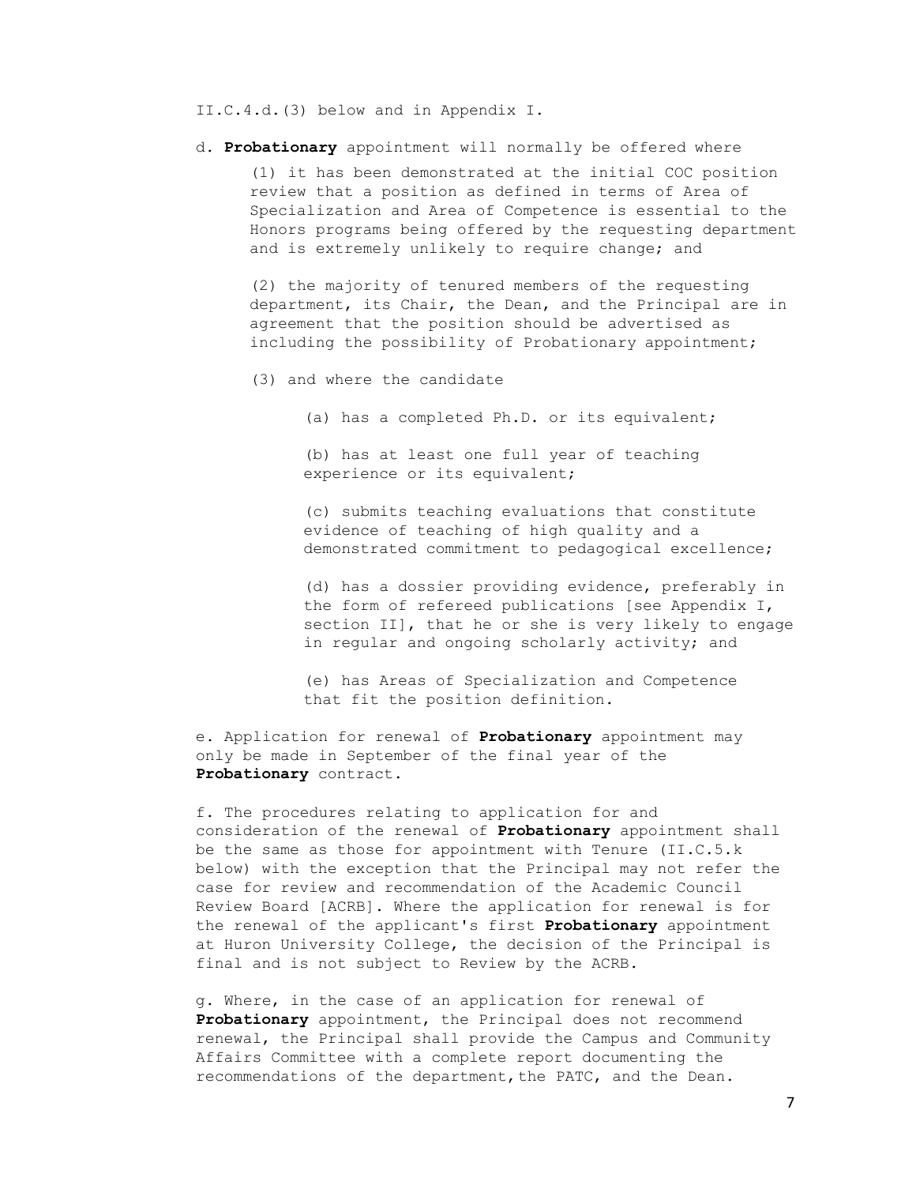II.C.4.d.(3) below and in Appendix I.

d. **Probationary** appointment will normally be offered where

(1) it has been demonstrated at the initial COC position review that a position as defined in terms of Area of Specialization and Area of Competence is essential to the Honors programs being offered by the requesting department and is extremely unlikely to require change; and

(2) the majority of tenured members of the requesting department, its Chair, the Dean, and the Principal are in agreement that the position should be advertised as including the possibility of Probationary appointment;

(3) and where the candidate

(a) has a completed Ph.D. or its equivalent;

(b) has at least one full year of teaching experience or its equivalent;

(c) submits teaching evaluations that constitute evidence of teaching of high quality and a demonstrated commitment to pedagogical excellence;

(d) has a dossier providing evidence, preferably in the form of refereed publications [see Appendix I, section II], that he or she is very likely to engage in regular and ongoing scholarly activity; and

(e) has Areas of Specialization and Competence that fit the position definition.

e. Application for renewal of **Probationary** appointment may only be made in September of the final year of the **Probationary** contract.

f. The procedures relating to application for and consideration of the renewal of **Probationary** appointment shall be the same as those for appointment with Tenure (II.C.5.k below) with the exception that the Principal may not refer the case for review and recommendation of the Academic Council Review Board [ACRB]. Where the application for renewal is for the renewal of the applicant's first **Probationary** appointment at Huron University College, the decision of the Principal is final and is not subject to Review by the ACRB.

g. Where, in the case of an application for renewal of **Probationary** appointment, the Principal does not recommend renewal, the Principal shall provide the Campus and Community Affairs Committee with a complete report documenting the recommendations of the department, the PATC, and the Dean.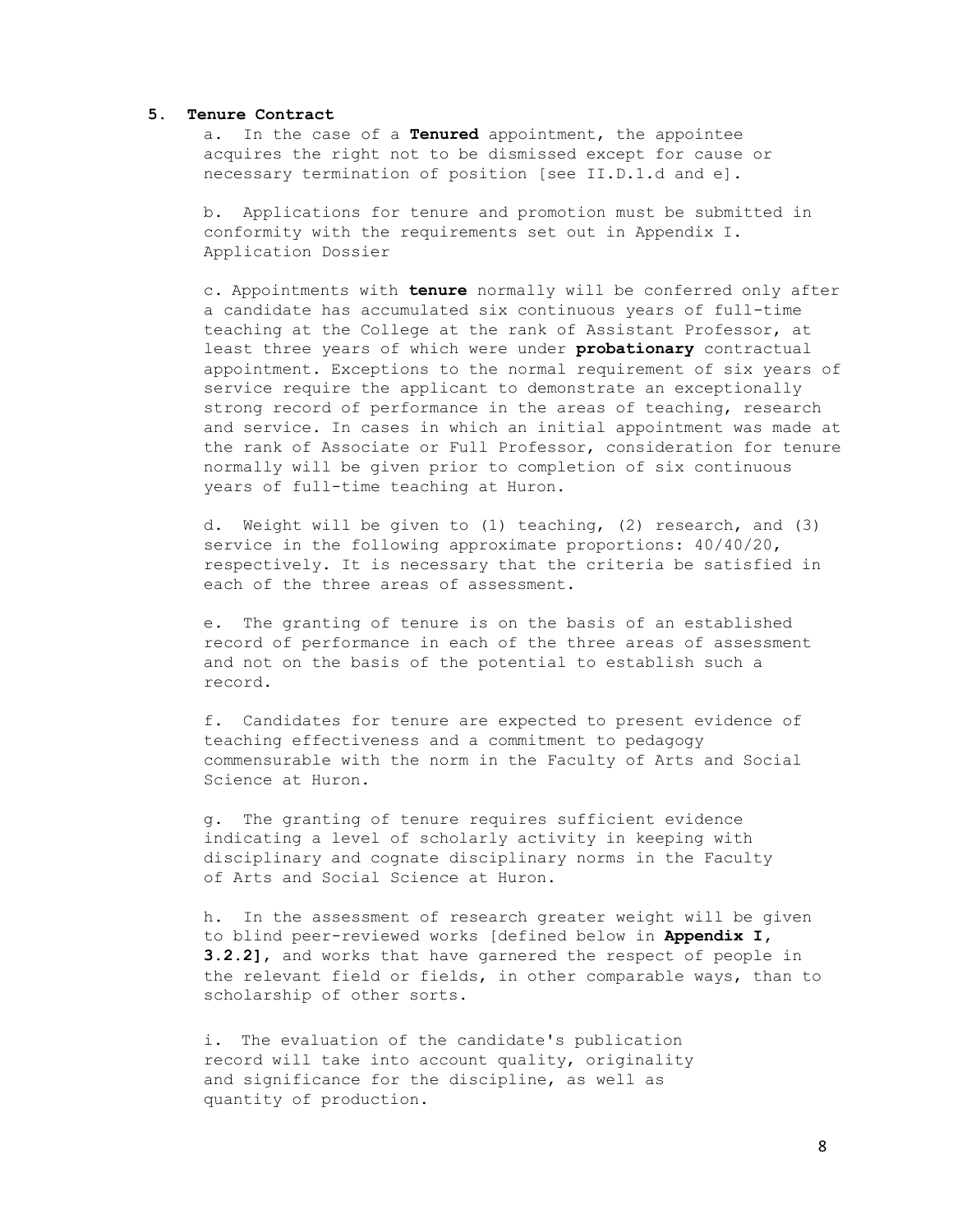### 5. Tenure Contract

a. In the case of a **Tenured** appointment, the appointee acquires the right not to be dismissed except for cause or necessary termination of position [see II.D.1.d and e].

b. Applications for tenure and promotion must be submitted in conformity with the requirements set out in Appendix I. Application Dossier

c. Appointments with **tenure** normally will be conferred only after a candidate has accumulated six continuous years of full-time teaching at the College at the rank of Assistant Professor, at least three years of which were under **probationary** contractual appointment. Exceptions to the normal requirement of six years of service require the applicant to demonstrate an exceptionally strong record of performance in the areas of teaching, research and service. In cases in which an initial appointment was made at the rank of Associate or Full Professor, consideration for tenure normally will be given prior to completion of six continuous years of full-time teaching at Huron.

d. Weight will be given to (1) teaching, (2) research, and (3) service in the following approximate proportions: 40/40/20, respectively. It is necessary that the criteria be satisfied in each of the three areas of assessment.

e. The granting of tenure is on the basis of an established record of performance in each of the three areas of assessment and not on the basis of the potential to establish such a record.

f. Candidates for tenure are expected to present evidence of teaching effectiveness and a commitment to pedagogy commensurable with the norm in the Faculty of Arts and Social Science at Huron.

g. The granting of tenure requires sufficient evidence indicating a level of scholarly activity in keeping with disciplinary and cognate disciplinary norms in the Faculty of Arts and Social Science at Huron.

h. In the assessment of research greater weight will be given to blind peer-reviewed works [defined below in **Appendix I, 3.2.2]**, and works that have garnered the respect of people in the relevant field or fields, in other comparable ways, than to scholarship of other sorts.

i. The evaluation of the candidate's publication record will take into account quality, originality and significance for the discipline, as well as quantity of production.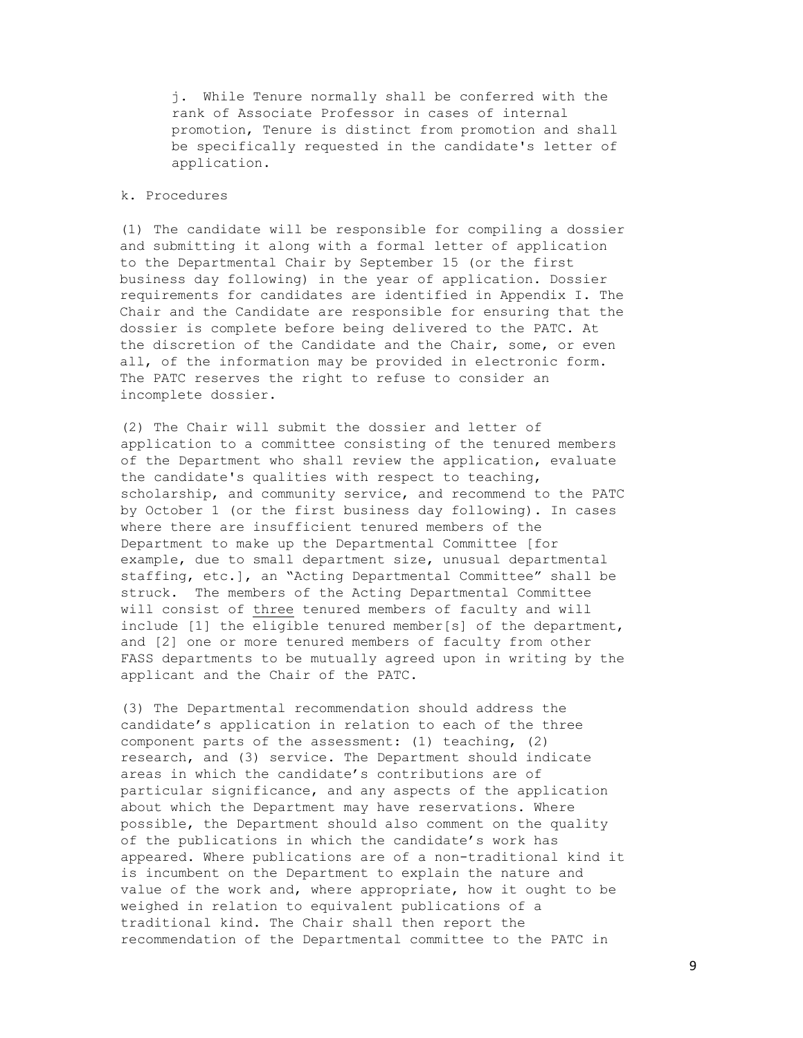j. While Tenure normally shall be conferred with the rank of Associate Professor in cases of internal promotion, Tenure is distinct from promotion and shall be specifically requested in the candidate's letter of application.

k. Procedures

(1) The candidate will be responsible for compiling a dossier and submitting it along with a formal letter of application to the Departmental Chair by September 15 (or the first business day following) in the year of application. Dossier requirements for candidates are identified in Appendix I. The Chair and the Candidate are responsible for ensuring that the dossier is complete before being delivered to the PATC. At the discretion of the Candidate and the Chair, some, or even all, of the information may be provided in electronic form. The PATC reserves the right to refuse to consider an incomplete dossier.

(2) The Chair will submit the dossier and letter of application to a committee consisting of the tenured members of the Department who shall review the application, evaluate the candidate's qualities with respect to teaching, scholarship, and community service, and recommend to the PATC by October 1 (or the first business day following). In cases where there are insufficient tenured members of the Department to make up the Departmental Committee [for example, due to small department size, unusual departmental staffing, etc.], an "Acting Departmental Committee" shall be struck. The members of the Acting Departmental Committee will consist of <u>three</u> tenured members of faculty and will include [1] the eligible tenured member[s] of the department, and [2] one or more tenured members of faculty from other FASS departments to be mutually agreed upon in writing by the applicant and the Chair of the PATC.

(3) The Departmental recommendation should address the candidate's application in relation to each of the three component parts of the assessment: (1) teaching, (2) research, and (3) service. The Department should indicate areas in which the candidate's contributions are of particular significance, and any aspects of the application about which the Department may have reservations. Where possible, the Department should also comment on the quality of the publications in which the candidate's work has appeared. Where publications are of a non-traditional kind it is incumbent on the Department to explain the nature and value of the work and, where appropriate, how it ought to be weighed in relation to equivalent publications of a traditional kind. The Chair shall then report the recommendation of the Departmental committee to the PATC in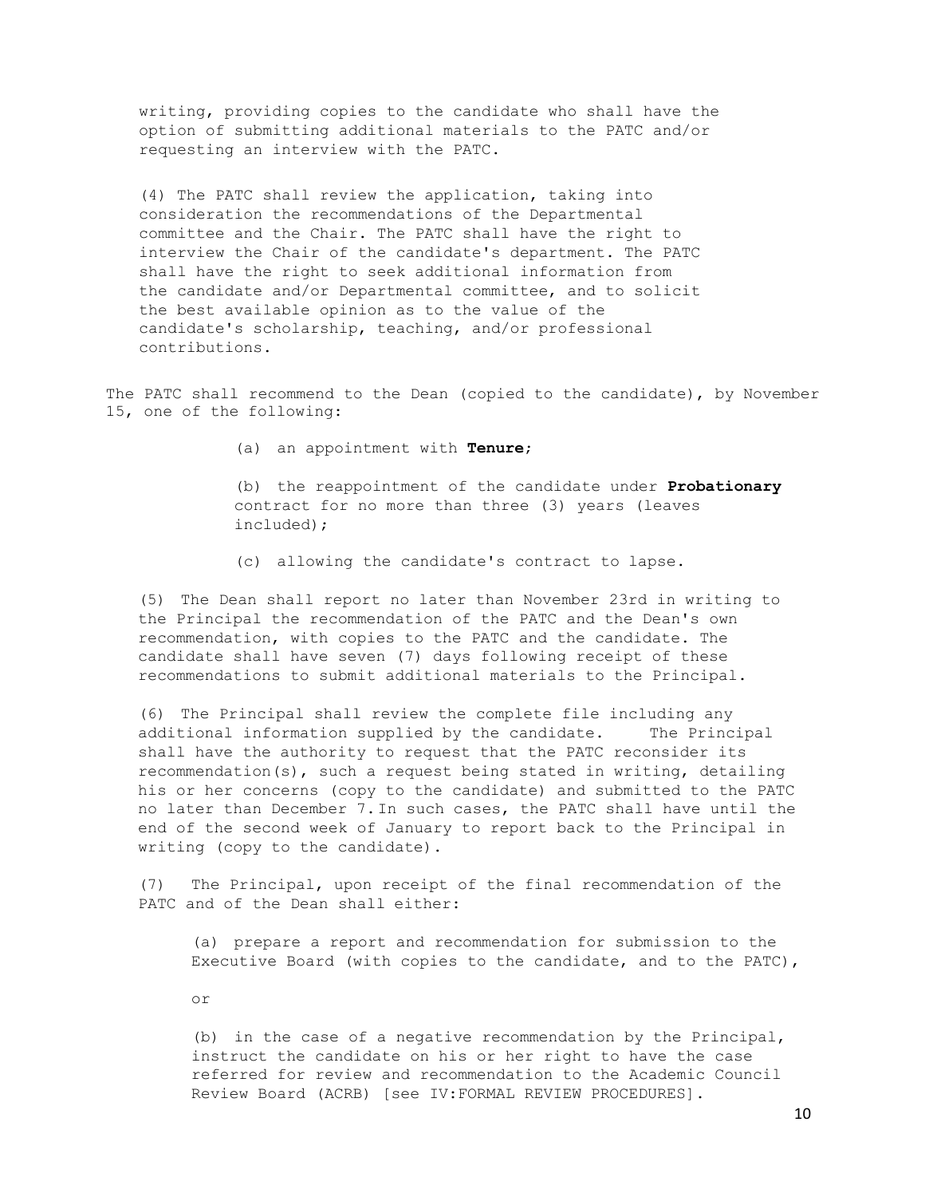writing, providing copies to the candidate who shall have the option of submitting additional materials to the PATC and/or requesting an interview with the PATC.

(4) The PATC shall review the application, taking into consideration the recommendations of the Departmental committee and the Chair. The PATC shall have the right to interview the Chair of the candidate's department. The PATC shall have the right to seek additional information from the candidate and/or Departmental committee, and to solicit the best available opinion as to the value of the candidate's scholarship, teaching, and/or professional contributions.

The PATC shall recommend to the Dean (copied to the candidate), by November 15, one of the following:

(a) an appointment with **Tenure**;

(b) the reappointment of the candidate under **Probationary** contract for no more than three (3) years (leaves included);

(c) allowing the candidate's contract to lapse.

(5) The Dean shall report no later than November 23rd in writing to the Principal the recommendation of the PATC and the Dean's own recommendation, with copies to the PATC and the candidate. The candidate shall have seven (7) days following receipt of these recommendations to submit additional materials to the Principal.

(6) The Principal shall review the complete file including any additional information supplied by the candidate. The Principal shall have the authority to request that the PATC reconsider its recommendation(s), such a request being stated in writing, detailing his or her concerns (copy to the candidate) and submitted to the PATC no later than December 7. In such cases, the PATC shall have until the end of the second week of January to report back to the Principal in writing (copy to the candidate).

(7) The Principal, upon receipt of the final recommendation of the PATC and of the Dean shall either:

(a) prepare a report and recommendation for submission to the Executive Board (with copies to the candidate, and to the PATC),

or

(b) in the case of a negative recommendation by the Principal, instruct the candidate on his or her right to have the case referred for review and recommendation to the Academic Council Review Board (ACRB) [see IV:FORMAL REVIEW PROCEDURES].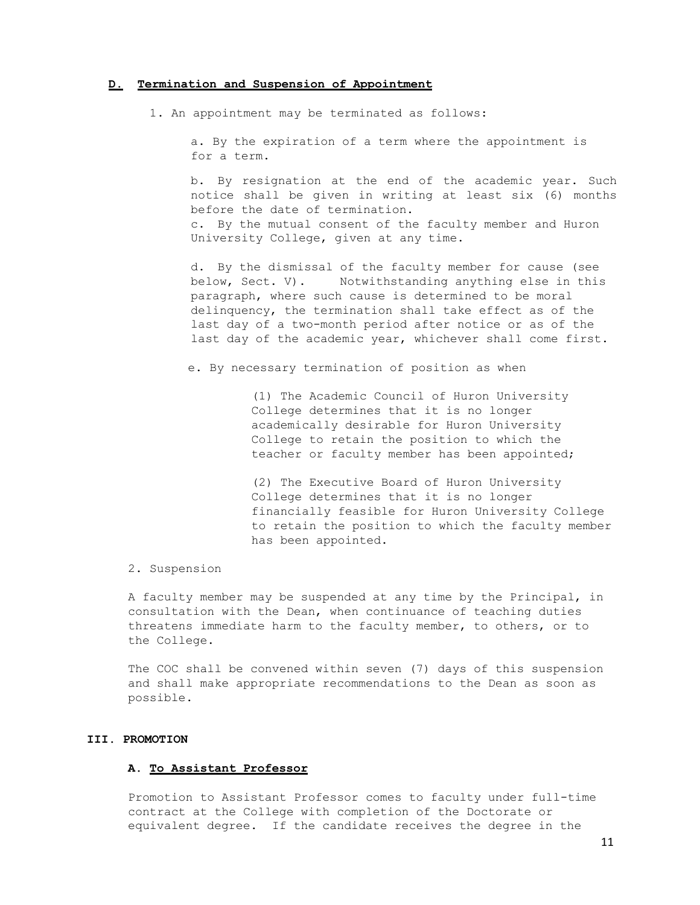### **D. Termination and Suspension of Appointment**

1. An appointment may be terminated as follows:

   a. By the expiration of a term where the appointment is for a term.

   b. By resignation at the end of the academic year. Such notice shall be given in writing at least six (6) months before the date of termination.
   c. By the mutual consent of the faculty member and Huron University College, given at any time.

   d. By the dismissal of the faculty member for cause (see below, Sect. V). Notwithstanding anything else in this paragraph, where such cause is determined to be moral delinquency, the termination shall take effect as of the last day of a two-month period after notice or as of the last day of the academic year, whichever shall come first.

   e. By necessary termination of position as when

      (1) The Academic Council of Huron University College determines that it is no longer academically desirable for Huron University College to retain the position to which the teacher or faculty member has been appointed;

      (2) The Executive Board of Huron University College determines that it is no longer financially feasible for Huron University College to retain the position to which the faculty member has been appointed.

2. Suspension

A faculty member may be suspended at any time by the Principal, in consultation with the Dean, when continuance of teaching duties threatens immediate harm to the faculty member, to others, or to the College.

The COC shall be convened within seven (7) days of this suspension and shall make appropriate recommendations to the Dean as soon as possible.

## **III. PROMOTION**

### **A. To Assistant Professor**

Promotion to Assistant Professor comes to faculty under full-time contract at the College with completion of the Doctorate or equivalent degree. If the candidate receives the degree in the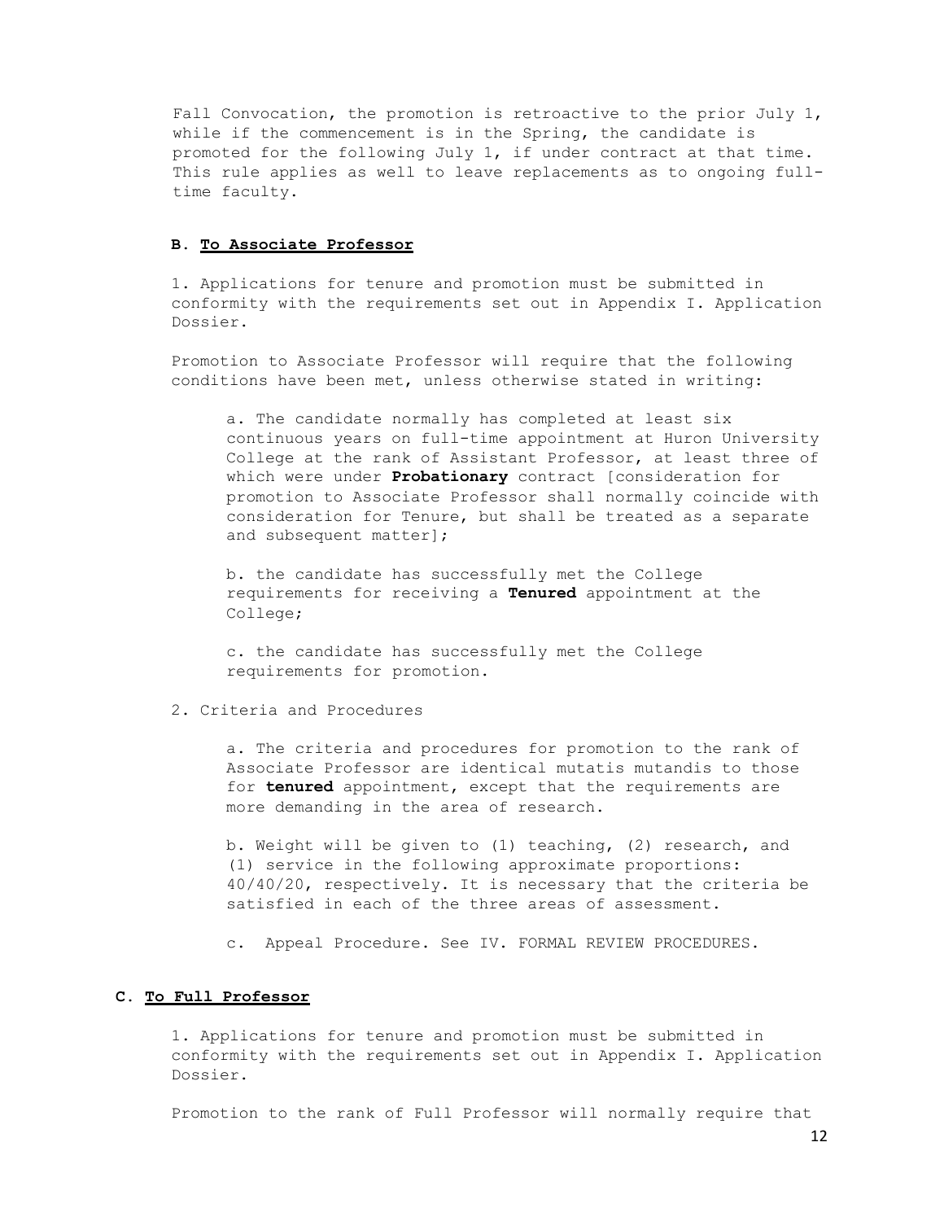Fall Convocation, the promotion is retroactive to the prior July 1, while if the commencement is in the Spring, the candidate is promoted for the following July 1, if under contract at that time. This rule applies as well to leave replacements as to ongoing full-time faculty.

### B. To Associate Professor

1. Applications for tenure and promotion must be submitted in conformity with the requirements set out in Appendix I. Application Dossier.

Promotion to Associate Professor will require that the following conditions have been met, unless otherwise stated in writing:

a. The candidate normally has completed at least six continuous years on full-time appointment at Huron University College at the rank of Assistant Professor, at least three of which were under **Probationary** contract [consideration for promotion to Associate Professor shall normally coincide with consideration for Tenure, but shall be treated as a separate and subsequent matter];

b. the candidate has successfully met the College requirements for receiving a **Tenured** appointment at the College;

c. the candidate has successfully met the College requirements for promotion.

2. Criteria and Procedures

a. The criteria and procedures for promotion to the rank of Associate Professor are identical mutatis mutandis to those for **tenured** appointment, except that the requirements are more demanding in the area of research.

b. Weight will be given to (1) teaching, (2) research, and (1) service in the following approximate proportions: 40/40/20, respectively. It is necessary that the criteria be satisfied in each of the three areas of assessment.

c. Appeal Procedure. See IV. FORMAL REVIEW PROCEDURES.

### C. To Full Professor

1. Applications for tenure and promotion must be submitted in conformity with the requirements set out in Appendix I. Application Dossier.

Promotion to the rank of Full Professor will normally require that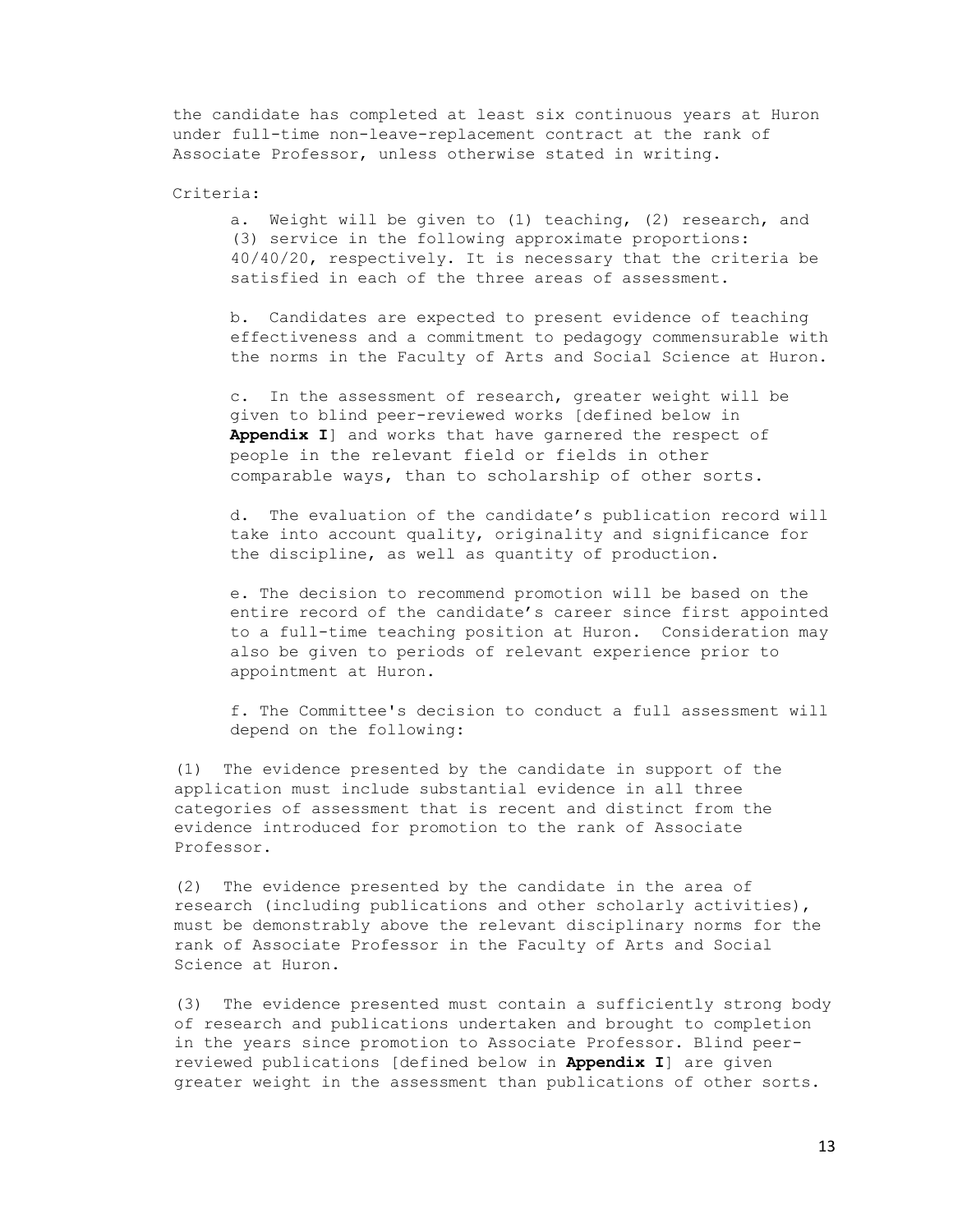the candidate has completed at least six continuous years at Huron under full-time non-leave-replacement contract at the rank of Associate Professor, unless otherwise stated in writing.

Criteria:

a. Weight will be given to (1) teaching, (2) research, and (3) service in the following approximate proportions: 40/40/20, respectively. It is necessary that the criteria be satisfied in each of the three areas of assessment.

b. Candidates are expected to present evidence of teaching effectiveness and a commitment to pedagogy commensurable with the norms in the Faculty of Arts and Social Science at Huron.

c. In the assessment of research, greater weight will be given to blind peer-reviewed works [defined below in **Appendix I**] and works that have garnered the respect of people in the relevant field or fields in other comparable ways, than to scholarship of other sorts.

d. The evaluation of the candidate's publication record will take into account quality, originality and significance for the discipline, as well as quantity of production.

e. The decision to recommend promotion will be based on the entire record of the candidate's career since first appointed to a full-time teaching position at Huron. Consideration may also be given to periods of relevant experience prior to appointment at Huron.

f. The Committee's decision to conduct a full assessment will depend on the following:

(1) The evidence presented by the candidate in support of the application must include substantial evidence in all three categories of assessment that is recent and distinct from the evidence introduced for promotion to the rank of Associate Professor.

(2) The evidence presented by the candidate in the area of research (including publications and other scholarly activities), must be demonstrably above the relevant disciplinary norms for the rank of Associate Professor in the Faculty of Arts and Social Science at Huron.

(3) The evidence presented must contain a sufficiently strong body of research and publications undertaken and brought to completion in the years since promotion to Associate Professor. Blind peer-reviewed publications [defined below in **Appendix I**] are given greater weight in the assessment than publications of other sorts.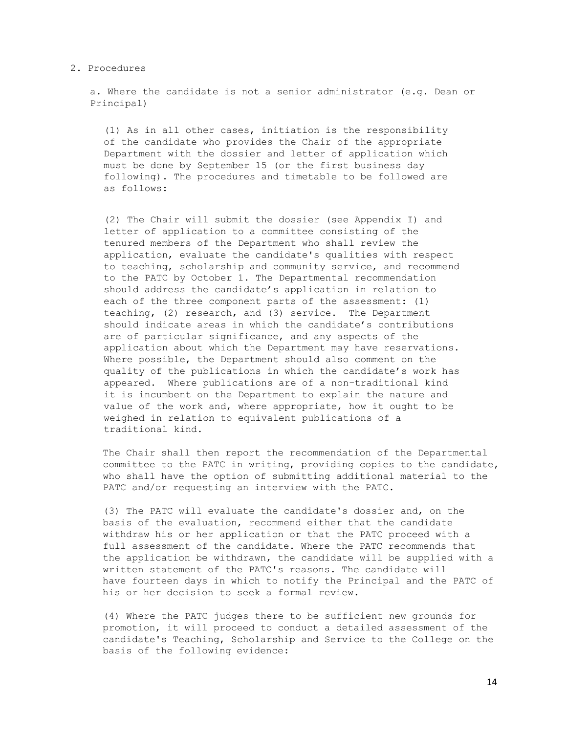2. Procedures

a. Where the candidate is not a senior administrator (e.g. Dean or Principal)

(1) As in all other cases, initiation is the responsibility of the candidate who provides the Chair of the appropriate Department with the dossier and letter of application which must be done by September 15 (or the first business day following). The procedures and timetable to be followed are as follows:

(2) The Chair will submit the dossier (see Appendix I) and letter of application to a committee consisting of the tenured members of the Department who shall review the application, evaluate the candidate's qualities with respect to teaching, scholarship and community service, and recommend to the PATC by October 1. The Departmental recommendation should address the candidate's application in relation to each of the three component parts of the assessment: (1) teaching, (2) research, and (3) service. The Department should indicate areas in which the candidate's contributions are of particular significance, and any aspects of the application about which the Department may have reservations. Where possible, the Department should also comment on the quality of the publications in which the candidate's work has appeared. Where publications are of a non-traditional kind it is incumbent on the Department to explain the nature and value of the work and, where appropriate, how it ought to be weighed in relation to equivalent publications of a traditional kind.

The Chair shall then report the recommendation of the Departmental committee to the PATC in writing, providing copies to the candidate, who shall have the option of submitting additional material to the PATC and/or requesting an interview with the PATC.

(3) The PATC will evaluate the candidate's dossier and, on the basis of the evaluation, recommend either that the candidate withdraw his or her application or that the PATC proceed with a full assessment of the candidate. Where the PATC recommends that the application be withdrawn, the candidate will be supplied with a written statement of the PATC's reasons. The candidate will have fourteen days in which to notify the Principal and the PATC of his or her decision to seek a formal review.

(4) Where the PATC judges there to be sufficient new grounds for promotion, it will proceed to conduct a detailed assessment of the candidate's Teaching, Scholarship and Service to the College on the basis of the following evidence: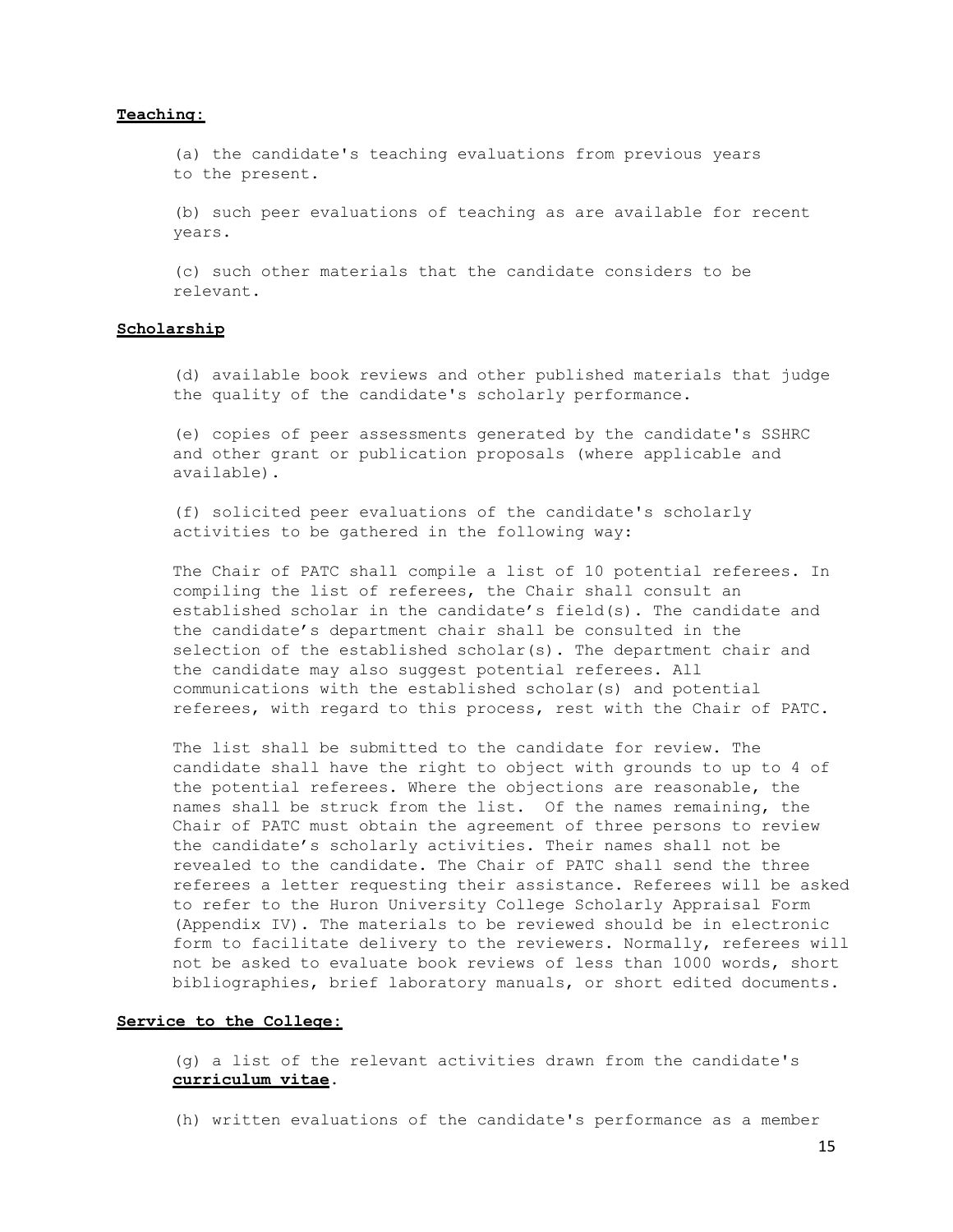**Teaching:**

(a) the candidate's teaching evaluations from previous years to the present.

(b) such peer evaluations of teaching as are available for recent years.

(c) such other materials that the candidate considers to be relevant.

**Scholarship**

(d) available book reviews and other published materials that judge the quality of the candidate's scholarly performance.

(e) copies of peer assessments generated by the candidate's SSHRC and other grant or publication proposals (where applicable and available).

(f) solicited peer evaluations of the candidate's scholarly activities to be gathered in the following way:

The Chair of PATC shall compile a list of 10 potential referees. In compiling the list of referees, the Chair shall consult an established scholar in the candidate's field(s). The candidate and the candidate's department chair shall be consulted in the selection of the established scholar(s). The department chair and the candidate may also suggest potential referees. All communications with the established scholar(s) and potential referees, with regard to this process, rest with the Chair of PATC.

The list shall be submitted to the candidate for review. The candidate shall have the right to object with grounds to up to 4 of the potential referees. Where the objections are reasonable, the names shall be struck from the list. Of the names remaining, the Chair of PATC must obtain the agreement of three persons to review the candidate's scholarly activities. Their names shall not be revealed to the candidate. The Chair of PATC shall send the three referees a letter requesting their assistance. Referees will be asked to refer to the Huron University College Scholarly Appraisal Form (Appendix IV). The materials to be reviewed should be in electronic form to facilitate delivery to the reviewers. Normally, referees will not be asked to evaluate book reviews of less than 1000 words, short bibliographies, brief laboratory manuals, or short edited documents.

**Service to the College:**

(g) a list of the relevant activities drawn from the candidate's **curriculum vitae**.

(h) written evaluations of the candidate's performance as a member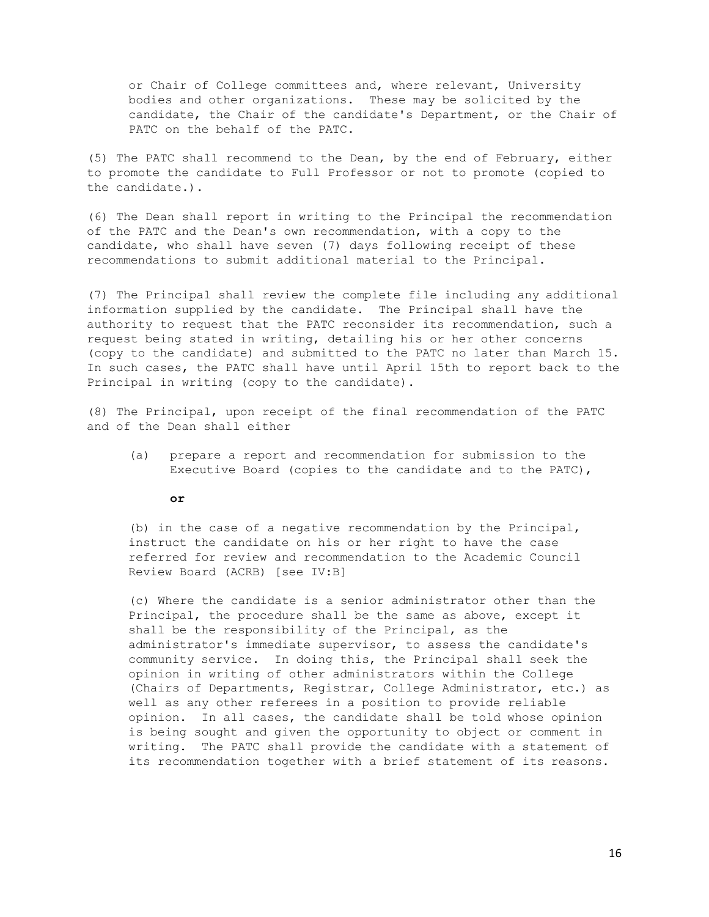or Chair of College committees and, where relevant, University bodies and other organizations. These may be solicited by the candidate, the Chair of the candidate's Department, or the Chair of PATC on the behalf of the PATC.

(5) The PATC shall recommend to the Dean, by the end of February, either to promote the candidate to Full Professor or not to promote (copied to the candidate.).

(6) The Dean shall report in writing to the Principal the recommendation of the PATC and the Dean's own recommendation, with a copy to the candidate, who shall have seven (7) days following receipt of these recommendations to submit additional material to the Principal.

(7) The Principal shall review the complete file including any additional information supplied by the candidate. The Principal shall have the authority to request that the PATC reconsider its recommendation, such a request being stated in writing, detailing his or her other concerns (copy to the candidate) and submitted to the PATC no later than March 15. In such cases, the PATC shall have until April 15th to report back to the Principal in writing (copy to the candidate).

(8) The Principal, upon receipt of the final recommendation of the PATC and of the Dean shall either

> (a) prepare a report and recommendation for submission to the Executive Board (copies to the candidate and to the PATC),
>
> **or**
>
> (b) in the case of a negative recommendation by the Principal, instruct the candidate on his or her right to have the case referred for review and recommendation to the Academic Council Review Board (ACRB) [see IV:B]
>
> (c) Where the candidate is a senior administrator other than the Principal, the procedure shall be the same as above, except it shall be the responsibility of the Principal, as the administrator's immediate supervisor, to assess the candidate's community service. In doing this, the Principal shall seek the opinion in writing of other administrators within the College (Chairs of Departments, Registrar, College Administrator, etc.) as well as any other referees in a position to provide reliable opinion. In all cases, the candidate shall be told whose opinion is being sought and given the opportunity to object or comment in writing. The PATC shall provide the candidate with a statement of its recommendation together with a brief statement of its reasons.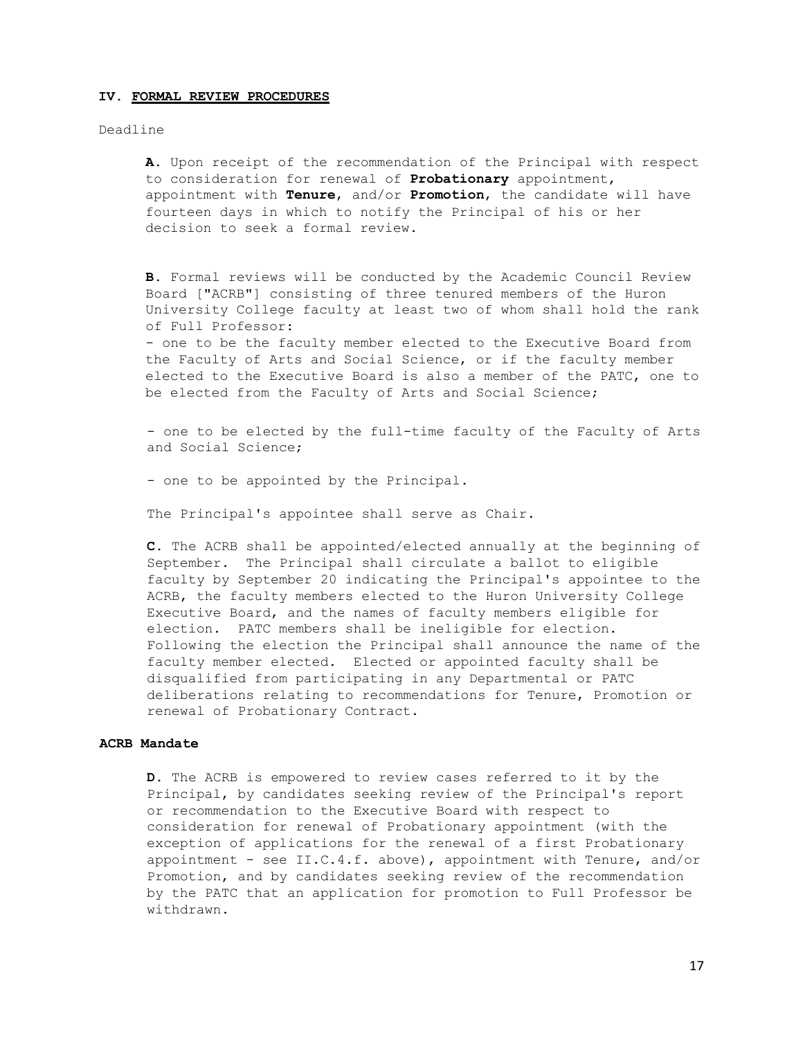## IV. FORMAL REVIEW PROCEDURES

Deadline

**A.** Upon receipt of the recommendation of the Principal with respect to consideration for renewal of **Probationary** appointment, appointment with **Tenure**, and/or **Promotion**, the candidate will have fourteen days in which to notify the Principal of his or her decision to seek a formal review.

**B.** Formal reviews will be conducted by the Academic Council Review Board ["ACRB"] consisting of three tenured members of the Huron University College faculty at least two of whom shall hold the rank of Full Professor:

- one to be the faculty member elected to the Executive Board from the Faculty of Arts and Social Science, or if the faculty member elected to the Executive Board is also a member of the PATC, one to be elected from the Faculty of Arts and Social Science;
- one to be elected by the full-time faculty of the Faculty of Arts and Social Science;
- one to be appointed by the Principal.

The Principal's appointee shall serve as Chair.

**C.** The ACRB shall be appointed/elected annually at the beginning of September. The Principal shall circulate a ballot to eligible faculty by September 20 indicating the Principal's appointee to the ACRB, the faculty members elected to the Huron University College Executive Board, and the names of faculty members eligible for election. PATC members shall be ineligible for election. Following the election the Principal shall announce the name of the faculty member elected. Elected or appointed faculty shall be disqualified from participating in any Departmental or PATC deliberations relating to recommendations for Tenure, Promotion or renewal of Probationary Contract.

### ACRB Mandate

**D.** The ACRB is empowered to review cases referred to it by the Principal, by candidates seeking review of the Principal's report or recommendation to the Executive Board with respect to consideration for renewal of Probationary appointment (with the exception of applications for the renewal of a first Probationary appointment - see II.C.4.f. above), appointment with Tenure, and/or Promotion, and by candidates seeking review of the recommendation by the PATC that an application for promotion to Full Professor be withdrawn.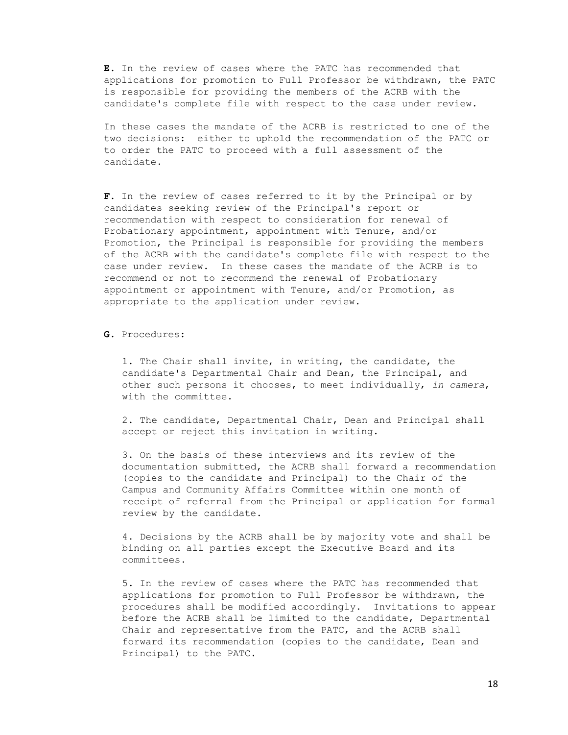**E.** In the review of cases where the PATC has recommended that applications for promotion to Full Professor be withdrawn, the PATC is responsible for providing the members of the ACRB with the candidate's complete file with respect to the case under review.

In these cases the mandate of the ACRB is restricted to one of the two decisions: either to uphold the recommendation of the PATC or to order the PATC to proceed with a full assessment of the candidate.

**F.** In the review of cases referred to it by the Principal or by candidates seeking review of the Principal's report or recommendation with respect to consideration for renewal of Probationary appointment, appointment with Tenure, and/or Promotion, the Principal is responsible for providing the members of the ACRB with the candidate's complete file with respect to the case under review. In these cases the mandate of the ACRB is to recommend or not to recommend the renewal of Probationary appointment or appointment with Tenure, and/or Promotion, as appropriate to the application under review.

**G.** Procedures:

1. The Chair shall invite, in writing, the candidate, the candidate's Departmental Chair and Dean, the Principal, and other such persons it chooses, to meet individually, *in camera*, with the committee.

2. The candidate, Departmental Chair, Dean and Principal shall accept or reject this invitation in writing.

3. On the basis of these interviews and its review of the documentation submitted, the ACRB shall forward a recommendation (copies to the candidate and Principal) to the Chair of the Campus and Community Affairs Committee within one month of receipt of referral from the Principal or application for formal review by the candidate.

4. Decisions by the ACRB shall be by majority vote and shall be binding on all parties except the Executive Board and its committees.

5. In the review of cases where the PATC has recommended that applications for promotion to Full Professor be withdrawn, the procedures shall be modified accordingly. Invitations to appear before the ACRB shall be limited to the candidate, Departmental Chair and representative from the PATC, and the ACRB shall forward its recommendation (copies to the candidate, Dean and Principal) to the PATC.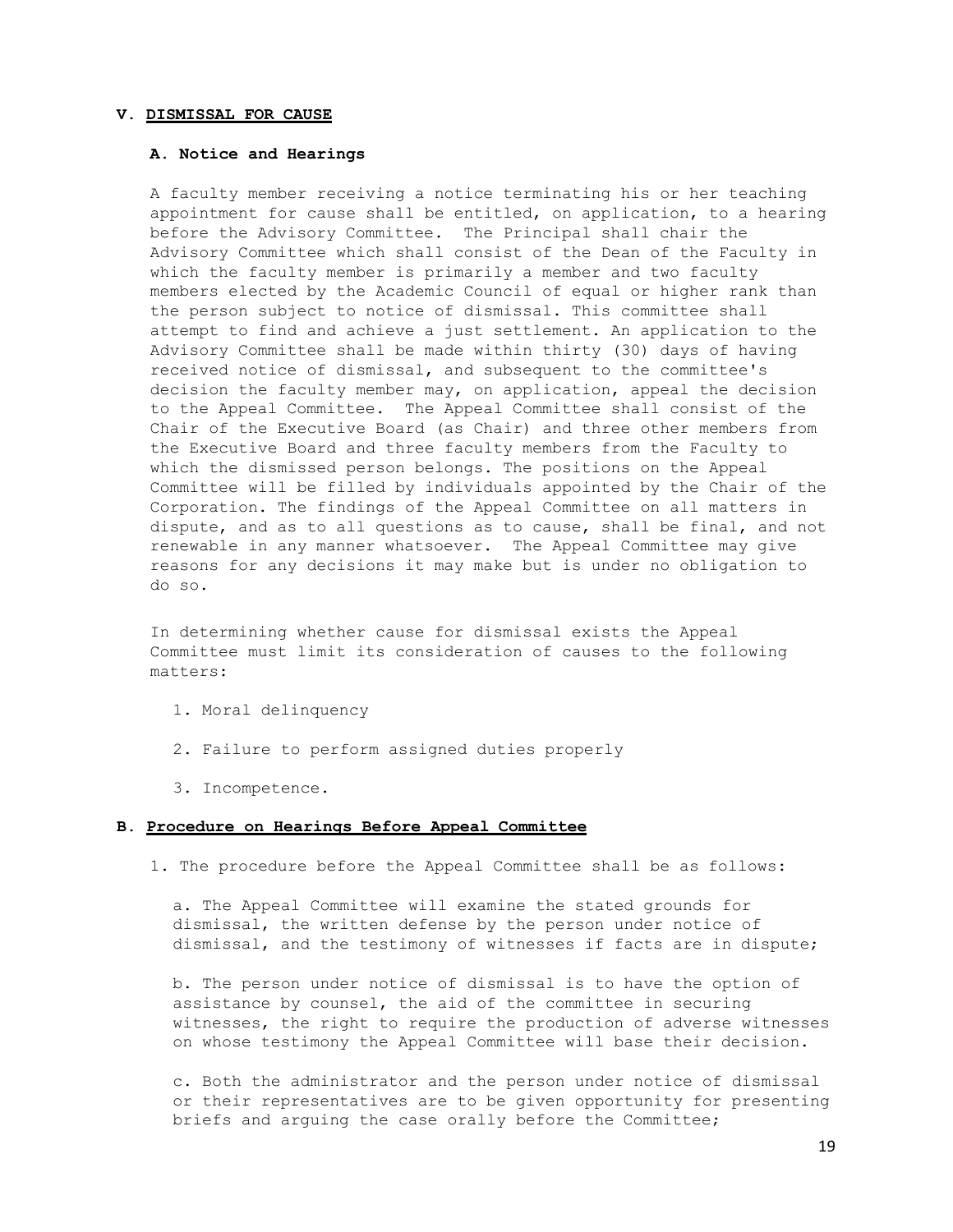## V. DISMISSAL FOR CAUSE

### A. Notice and Hearings

A faculty member receiving a notice terminating his or her teaching appointment for cause shall be entitled, on application, to a hearing before the Advisory Committee. The Principal shall chair the Advisory Committee which shall consist of the Dean of the Faculty in which the faculty member is primarily a member and two faculty members elected by the Academic Council of equal or higher rank than the person subject to notice of dismissal. This committee shall attempt to find and achieve a just settlement. An application to the Advisory Committee shall be made within thirty (30) days of having received notice of dismissal, and subsequent to the committee's decision the faculty member may, on application, appeal the decision to the Appeal Committee. The Appeal Committee shall consist of the Chair of the Executive Board (as Chair) and three other members from the Executive Board and three faculty members from the Faculty to which the dismissed person belongs. The positions on the Appeal Committee will be filled by individuals appointed by the Chair of the Corporation. The findings of the Appeal Committee on all matters in dispute, and as to all questions as to cause, shall be final, and not renewable in any manner whatsoever. The Appeal Committee may give reasons for any decisions it may make but is under no obligation to do so.

In determining whether cause for dismissal exists the Appeal Committee must limit its consideration of causes to the following matters:

1. Moral delinquency
2. Failure to perform assigned duties properly
3. Incompetence.

### B. Procedure on Hearings Before Appeal Committee

1. The procedure before the Appeal Committee shall be as follows:

   a. The Appeal Committee will examine the stated grounds for dismissal, the written defense by the person under notice of dismissal, and the testimony of witnesses if facts are in dispute;

   b. The person under notice of dismissal is to have the option of assistance by counsel, the aid of the committee in securing witnesses, the right to require the production of adverse witnesses on whose testimony the Appeal Committee will base their decision.

   c. Both the administrator and the person under notice of dismissal or their representatives are to be given opportunity for presenting briefs and arguing the case orally before the Committee;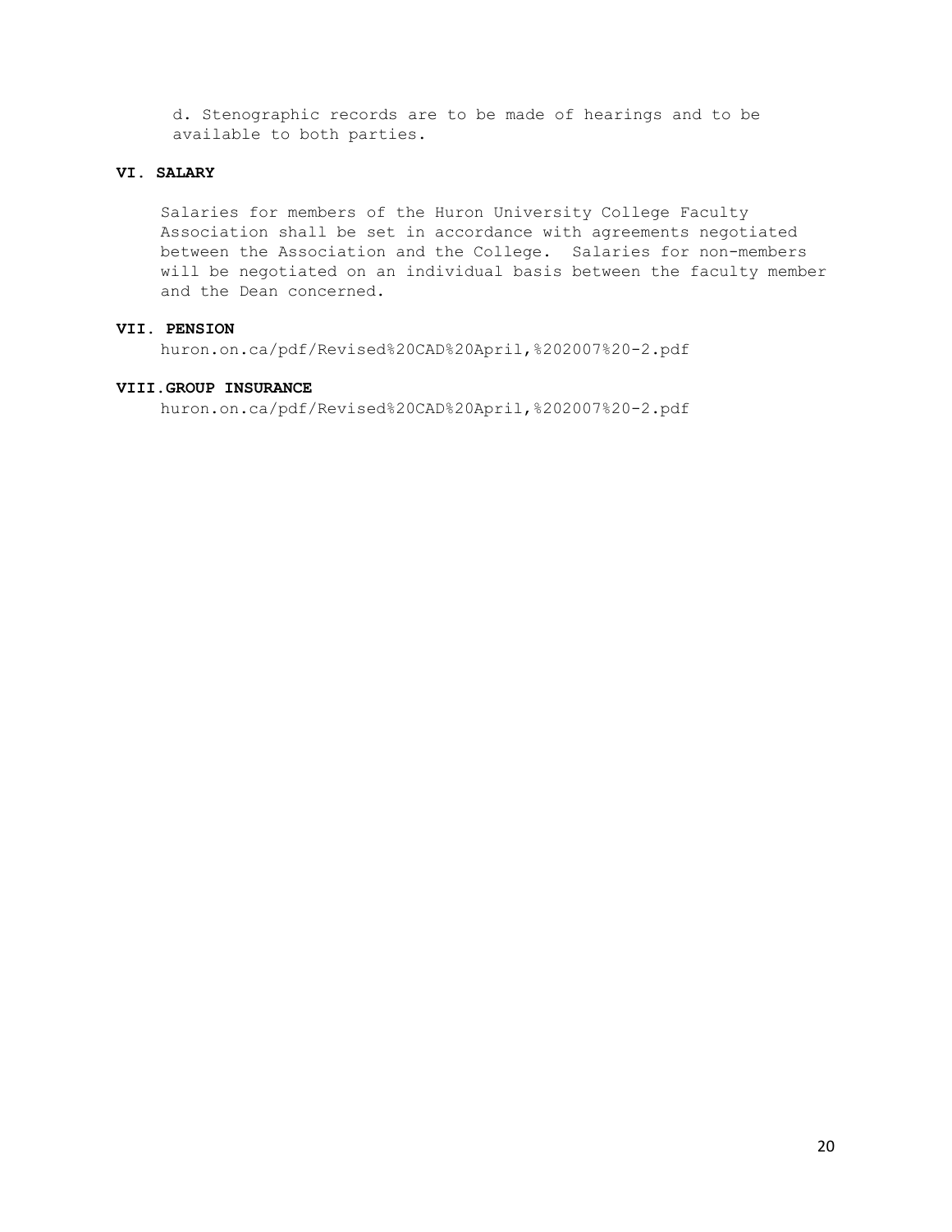d. Stenographic records are to be made of hearings and to be available to both parties.

## VI. SALARY

Salaries for members of the Huron University College Faculty Association shall be set in accordance with agreements negotiated between the Association and the College. Salaries for non-members will be negotiated on an individual basis between the faculty member and the Dean concerned.

## VII. PENSION

huron.on.ca/pdf/Revised%20CAD%20April,%202007%20-2.pdf

## VIII.GROUP INSURANCE

huron.on.ca/pdf/Revised%20CAD%20April,%202007%20-2.pdf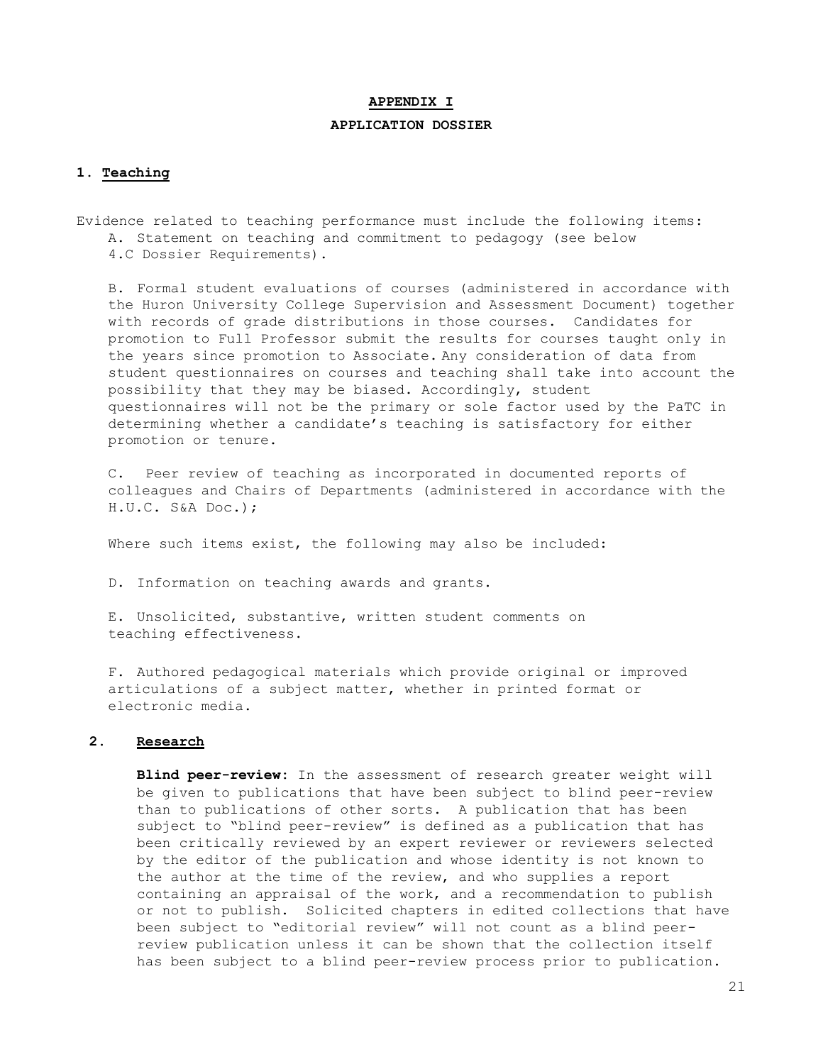# APPENDIX I

## APPLICATION DOSSIER

### 1. Teaching

Evidence related to teaching performance must include the following items:

A. Statement on teaching and commitment to pedagogy (see below 4.C Dossier Requirements).

B. Formal student evaluations of courses (administered in accordance with the Huron University College Supervision and Assessment Document) together with records of grade distributions in those courses. Candidates for promotion to Full Professor submit the results for courses taught only in the years since promotion to Associate. Any consideration of data from student questionnaires on courses and teaching shall take into account the possibility that they may be biased. Accordingly, student questionnaires will not be the primary or sole factor used by the PaTC in determining whether a candidate's teaching is satisfactory for either promotion or tenure.

C. Peer review of teaching as incorporated in documented reports of colleagues and Chairs of Departments (administered in accordance with the H.U.C. S&A Doc.);

Where such items exist, the following may also be included:

D. Information on teaching awards and grants.

E. Unsolicited, substantive, written student comments on teaching effectiveness.

F. Authored pedagogical materials which provide original or improved articulations of a subject matter, whether in printed format or electronic media.

### 2. Research

**Blind peer-review**: In the assessment of research greater weight will be given to publications that have been subject to blind peer-review than to publications of other sorts. A publication that has been subject to "blind peer-review" is defined as a publication that has been critically reviewed by an expert reviewer or reviewers selected by the editor of the publication and whose identity is not known to the author at the time of the review, and who supplies a report containing an appraisal of the work, and a recommendation to publish or not to publish. Solicited chapters in edited collections that have been subject to "editorial review" will not count as a blind peer-review publication unless it can be shown that the collection itself has been subject to a blind peer-review process prior to publication.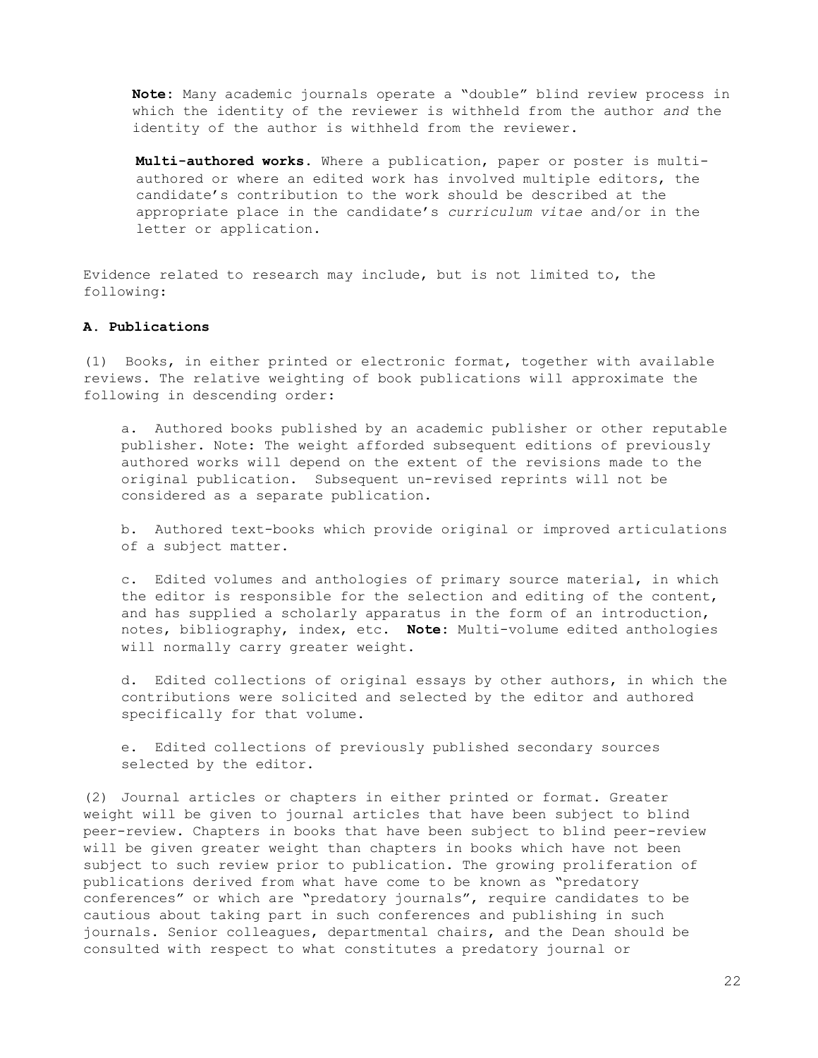**Note:** Many academic journals operate a "double" blind review process in which the identity of the reviewer is withheld from the author *and* the identity of the author is withheld from the reviewer.

**Multi-authored works.** Where a publication, paper or poster is multi-authored or where an edited work has involved multiple editors, the candidate's contribution to the work should be described at the appropriate place in the candidate's *curriculum vitae* and/or in the letter or application.

Evidence related to research may include, but is not limited to, the following:

**A. Publications**

(1) Books, in either printed or electronic format, together with available reviews. The relative weighting of book publications will approximate the following in descending order:

a. Authored books published by an academic publisher or other reputable publisher. Note: The weight afforded subsequent editions of previously authored works will depend on the extent of the revisions made to the original publication. Subsequent un-revised reprints will not be considered as a separate publication.

b. Authored text-books which provide original or improved articulations of a subject matter.

c. Edited volumes and anthologies of primary source material, in which the editor is responsible for the selection and editing of the content, and has supplied a scholarly apparatus in the form of an introduction, notes, bibliography, index, etc. **Note:** Multi-volume edited anthologies will normally carry greater weight.

d. Edited collections of original essays by other authors, in which the contributions were solicited and selected by the editor and authored specifically for that volume.

e. Edited collections of previously published secondary sources selected by the editor.

(2) Journal articles or chapters in either printed or format. Greater weight will be given to journal articles that have been subject to blind peer-review. Chapters in books that have been subject to blind peer-review will be given greater weight than chapters in books which have not been subject to such review prior to publication. The growing proliferation of publications derived from what have come to be known as "predatory conferences" or which are "predatory journals", require candidates to be cautious about taking part in such conferences and publishing in such journals. Senior colleagues, departmental chairs, and the Dean should be consulted with respect to what constitutes a predatory journal or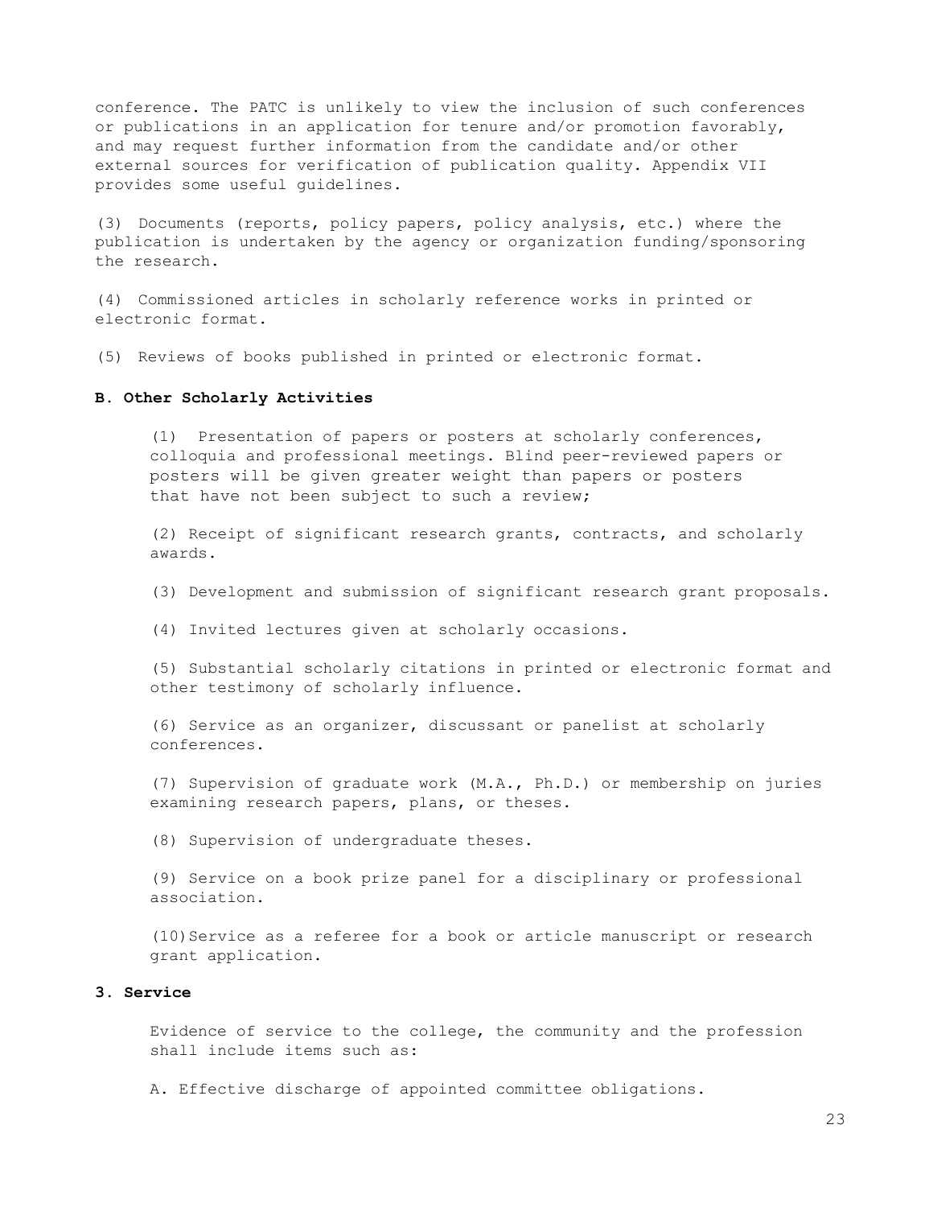conference. The PATC is unlikely to view the inclusion of such conferences or publications in an application for tenure and/or promotion favorably, and may request further information from the candidate and/or other external sources for verification of publication quality. Appendix VII provides some useful guidelines.

(3) Documents (reports, policy papers, policy analysis, etc.) where the publication is undertaken by the agency or organization funding/sponsoring the research.

(4) Commissioned articles in scholarly reference works in printed or electronic format.

(5) Reviews of books published in printed or electronic format.

**B. Other Scholarly Activities**

(1) Presentation of papers or posters at scholarly conferences, colloquia and professional meetings. Blind peer-reviewed papers or posters will be given greater weight than papers or posters that have not been subject to such a review;

(2) Receipt of significant research grants, contracts, and scholarly awards.

(3) Development and submission of significant research grant proposals.

(4) Invited lectures given at scholarly occasions.

(5) Substantial scholarly citations in printed or electronic format and other testimony of scholarly influence.

(6) Service as an organizer, discussant or panelist at scholarly conferences.

(7) Supervision of graduate work (M.A., Ph.D.) or membership on juries examining research papers, plans, or theses.

(8) Supervision of undergraduate theses.

(9) Service on a book prize panel for a disciplinary or professional association.

(10) Service as a referee for a book or article manuscript or research grant application.

**3. Service**

Evidence of service to the college, the community and the profession shall include items such as:

A. Effective discharge of appointed committee obligations.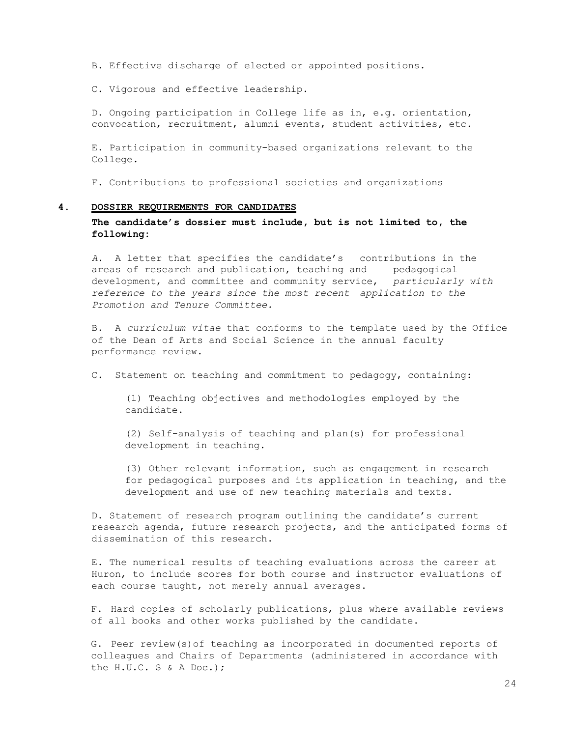B. Effective discharge of elected or appointed positions.

C. Vigorous and effective leadership.

D. Ongoing participation in College life as in, e.g. orientation, convocation, recruitment, alumni events, student activities, etc.

E. Participation in community-based organizations relevant to the College.

F. Contributions to professional societies and organizations

## 4. DOSSIER REQUIREMENTS FOR CANDIDATES

**The candidate's dossier must include, but is not limited to, the following:**

*A.* A letter that specifies the candidate's contributions in the areas of research and publication, teaching and pedagogical development, and committee and community service, *particularly with reference to the years since the most recent application to the Promotion and Tenure Committee.*

B. A *curriculum vitae* that conforms to the template used by the Office of the Dean of Arts and Social Science in the annual faculty performance review.

C. Statement on teaching and commitment to pedagogy, containing:

(1) Teaching objectives and methodologies employed by the candidate.

(2) Self-analysis of teaching and plan(s) for professional development in teaching.

(3) Other relevant information, such as engagement in research for pedagogical purposes and its application in teaching, and the development and use of new teaching materials and texts.

D. Statement of research program outlining the candidate's current research agenda, future research projects, and the anticipated forms of dissemination of this research.

E. The numerical results of teaching evaluations across the career at Huron, to include scores for both course and instructor evaluations of each course taught, not merely annual averages.

F. Hard copies of scholarly publications, plus where available reviews of all books and other works published by the candidate.

G. Peer review(s)of teaching as incorporated in documented reports of colleagues and Chairs of Departments (administered in accordance with the H.U.C. S & A Doc.);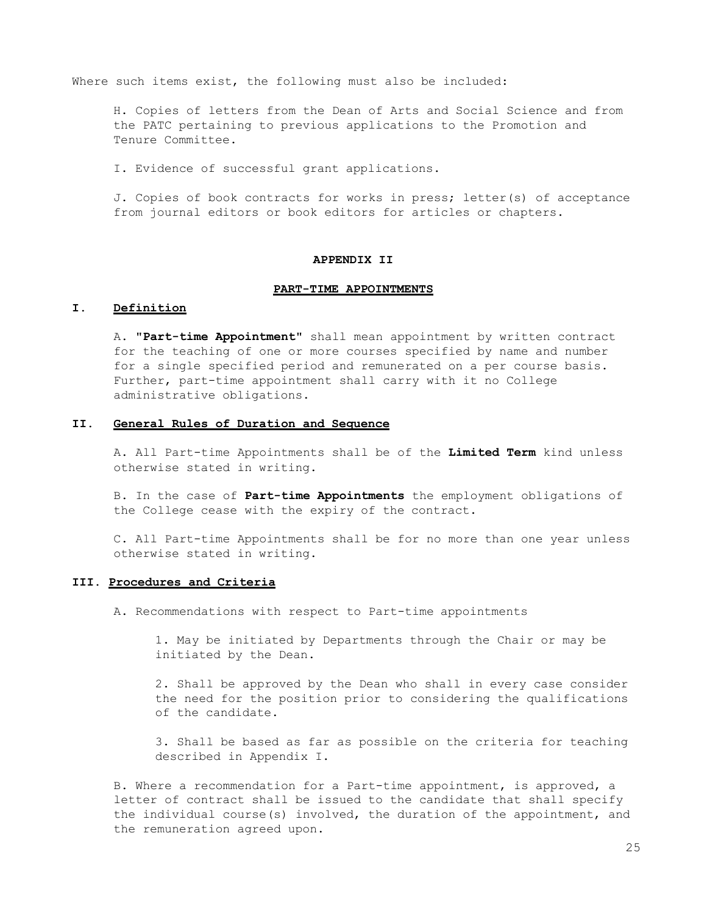Where such items exist, the following must also be included:

H. Copies of letters from the Dean of Arts and Social Science and from the PATC pertaining to previous applications to the Promotion and Tenure Committee.

I. Evidence of successful grant applications.

J. Copies of book contracts for works in press; letter(s) of acceptance from journal editors or book editors for articles or chapters.

## APPENDIX II

## PART-TIME APPOINTMENTS

### I. Definition

A. **"Part-time Appointment"** shall mean appointment by written contract for the teaching of one or more courses specified by name and number for a single specified period and remunerated on a per course basis. Further, part-time appointment shall carry with it no College administrative obligations.

### II. General Rules of Duration and Sequence

A. All Part-time Appointments shall be of the **Limited Term** kind unless otherwise stated in writing.

B. In the case of **Part-time Appointments** the employment obligations of the College cease with the expiry of the contract.

C. All Part-time Appointments shall be for no more than one year unless otherwise stated in writing.

### III. Procedures and Criteria

A. Recommendations with respect to Part-time appointments

1. May be initiated by Departments through the Chair or may be initiated by the Dean.

2. Shall be approved by the Dean who shall in every case consider the need for the position prior to considering the qualifications of the candidate.

3. Shall be based as far as possible on the criteria for teaching described in Appendix I.

B. Where a recommendation for a Part-time appointment, is approved, a letter of contract shall be issued to the candidate that shall specify the individual course(s) involved, the duration of the appointment, and the remuneration agreed upon.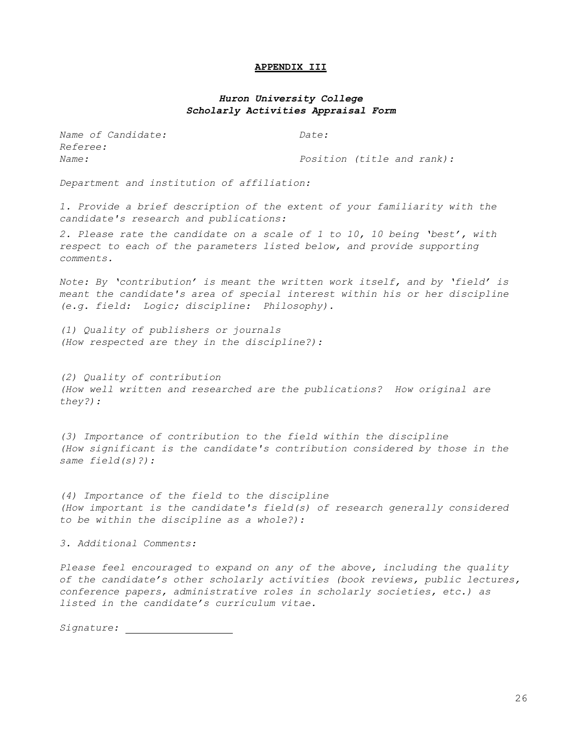## APPENDIX III

### *Huron University College*
### *Scholarly Activities Appraisal Form*

*Name of Candidate:* *Date:*

*Referee:*

*Name:* *Position (title and rank):*

*Department and institution of affiliation:*

*1. Provide a brief description of the extent of your familiarity with the candidate's research and publications:*

*2. Please rate the candidate on a scale of 1 to 10, 10 being 'best', with respect to each of the parameters listed below, and provide supporting comments.*

*Note: By 'contribution' is meant the written work itself, and by 'field' is meant the candidate's area of special interest within his or her discipline (e.g. field: Logic; discipline: Philosophy).*

*(1) Quality of publishers or journals*
*(How respected are they in the discipline?):*

*(2) Quality of contribution*
*(How well written and researched are the publications? How original are they?):*

*(3) Importance of contribution to the field within the discipline*
*(How significant is the candidate's contribution considered by those in the same field(s)?):*

*(4) Importance of the field to the discipline*
*(How important is the candidate's field(s) of research generally considered to be within the discipline as a whole?):*

*3. Additional Comments:*

*Please feel encouraged to expand on any of the above, including the quality of the candidate's other scholarly activities (book reviews, public lectures, conference papers, administrative roles in scholarly societies, etc.) as listed in the candidate's curriculum vitae.*

*Signature:* ___________________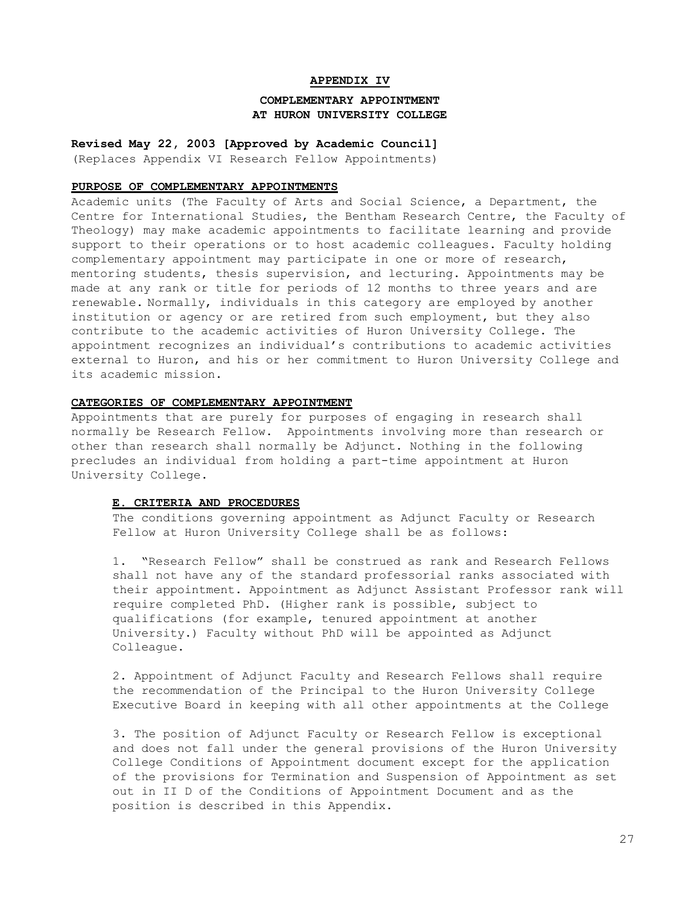# APPENDIX IV

## COMPLEMENTARY APPOINTMENT AT HURON UNIVERSITY COLLEGE

**Revised May 22, 2003 [Approved by Academic Council]**
(Replaces Appendix VI Research Fellow Appointments)

### PURPOSE OF COMPLEMENTARY APPOINTMENTS

Academic units (The Faculty of Arts and Social Science, a Department, the Centre for International Studies, the Bentham Research Centre, the Faculty of Theology) may make academic appointments to facilitate learning and provide support to their operations or to host academic colleagues. Faculty holding complementary appointment may participate in one or more of research, mentoring students, thesis supervision, and lecturing. Appointments may be made at any rank or title for periods of 12 months to three years and are renewable. Normally, individuals in this category are employed by another institution or agency or are retired from such employment, but they also contribute to the academic activities of Huron University College. The appointment recognizes an individual's contributions to academic activities external to Huron, and his or her commitment to Huron University College and its academic mission.

### CATEGORIES OF COMPLEMENTARY APPOINTMENT

Appointments that are purely for purposes of engaging in research shall normally be Research Fellow. Appointments involving more than research or other than research shall normally be Adjunct. Nothing in the following precludes an individual from holding a part-time appointment at Huron University College.

#### E. CRITERIA AND PROCEDURES

The conditions governing appointment as Adjunct Faculty or Research Fellow at Huron University College shall be as follows:

1. "Research Fellow" shall be construed as rank and Research Fellows shall not have any of the standard professorial ranks associated with their appointment. Appointment as Adjunct Assistant Professor rank will require completed PhD. (Higher rank is possible, subject to qualifications (for example, tenured appointment at another University.) Faculty without PhD will be appointed as Adjunct Colleague.

2. Appointment of Adjunct Faculty and Research Fellows shall require the recommendation of the Principal to the Huron University College Executive Board in keeping with all other appointments at the College

3. The position of Adjunct Faculty or Research Fellow is exceptional and does not fall under the general provisions of the Huron University College Conditions of Appointment document except for the application of the provisions for Termination and Suspension of Appointment as set out in II D of the Conditions of Appointment Document and as the position is described in this Appendix.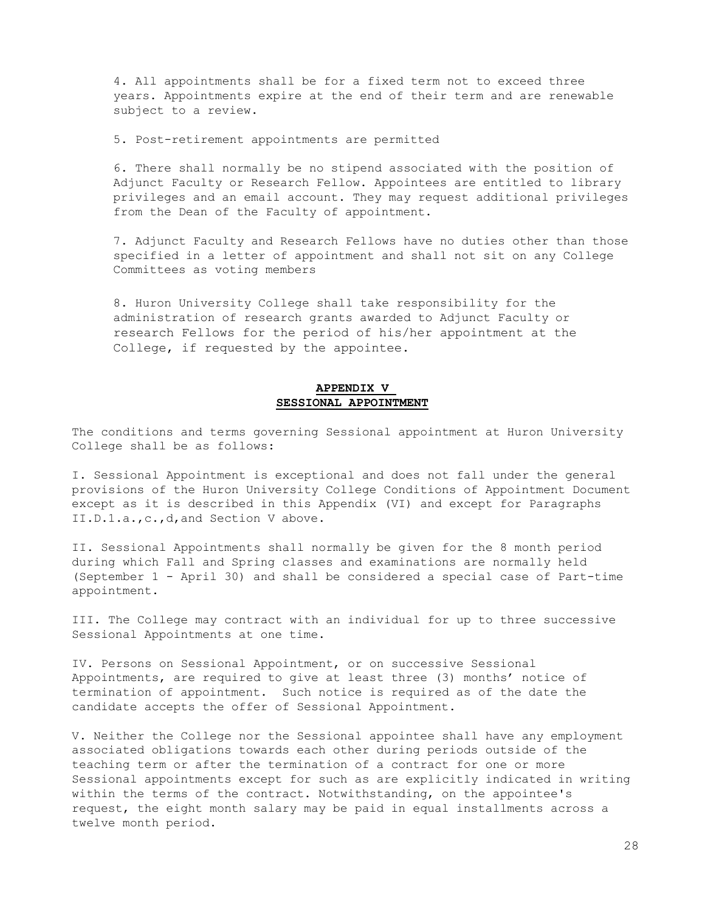4. All appointments shall be for a fixed term not to exceed three years. Appointments expire at the end of their term and are renewable subject to a review.

5. Post-retirement appointments are permitted

6. There shall normally be no stipend associated with the position of Adjunct Faculty or Research Fellow. Appointees are entitled to library privileges and an email account. They may request additional privileges from the Dean of the Faculty of appointment.

7. Adjunct Faculty and Research Fellows have no duties other than those specified in a letter of appointment and shall not sit on any College Committees as voting members

8. Huron University College shall take responsibility for the administration of research grants awarded to Adjunct Faculty or research Fellows for the period of his/her appointment at the College, if requested by the appointee.

## APPENDIX V
## SESSIONAL APPOINTMENT

The conditions and terms governing Sessional appointment at Huron University College shall be as follows:

I. Sessional Appointment is exceptional and does not fall under the general provisions of the Huron University College Conditions of Appointment Document except as it is described in this Appendix (VI) and except for Paragraphs II.D.1.a.,c.,d,and Section V above.

II. Sessional Appointments shall normally be given for the 8 month period during which Fall and Spring classes and examinations are normally held (September 1 - April 30) and shall be considered a special case of Part-time appointment.

III. The College may contract with an individual for up to three successive Sessional Appointments at one time.

IV. Persons on Sessional Appointment, or on successive Sessional Appointments, are required to give at least three (3) months' notice of termination of appointment. Such notice is required as of the date the candidate accepts the offer of Sessional Appointment.

V. Neither the College nor the Sessional appointee shall have any employment associated obligations towards each other during periods outside of the teaching term or after the termination of a contract for one or more Sessional appointments except for such as are explicitly indicated in writing within the terms of the contract. Notwithstanding, on the appointee's request, the eight month salary may be paid in equal installments across a twelve month period.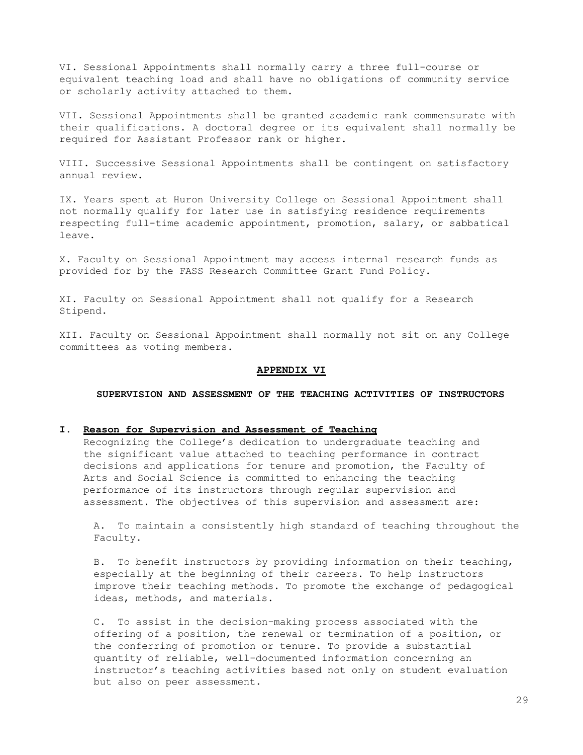VI. Sessional Appointments shall normally carry a three full-course or equivalent teaching load and shall have no obligations of community service or scholarly activity attached to them.

VII. Sessional Appointments shall be granted academic rank commensurate with their qualifications. A doctoral degree or its equivalent shall normally be required for Assistant Professor rank or higher.

VIII. Successive Sessional Appointments shall be contingent on satisfactory annual review.

IX. Years spent at Huron University College on Sessional Appointment shall not normally qualify for later use in satisfying residence requirements respecting full-time academic appointment, promotion, salary, or sabbatical leave.

X. Faculty on Sessional Appointment may access internal research funds as provided for by the FASS Research Committee Grant Fund Policy.

XI. Faculty on Sessional Appointment shall not qualify for a Research Stipend.

XII. Faculty on Sessional Appointment shall normally not sit on any College committees as voting members.

## APPENDIX VI

### SUPERVISION AND ASSESSMENT OF THE TEACHING ACTIVITIES OF INSTRUCTORS

#### I. Reason for Supervision and Assessment of Teaching

Recognizing the College's dedication to undergraduate teaching and the significant value attached to teaching performance in contract decisions and applications for tenure and promotion, the Faculty of Arts and Social Science is committed to enhancing the teaching performance of its instructors through regular supervision and assessment. The objectives of this supervision and assessment are:

A. To maintain a consistently high standard of teaching throughout the Faculty.

B. To benefit instructors by providing information on their teaching, especially at the beginning of their careers. To help instructors improve their teaching methods. To promote the exchange of pedagogical ideas, methods, and materials.

C. To assist in the decision-making process associated with the offering of a position, the renewal or termination of a position, or the conferring of promotion or tenure. To provide a substantial quantity of reliable, well-documented information concerning an instructor's teaching activities based not only on student evaluation but also on peer assessment.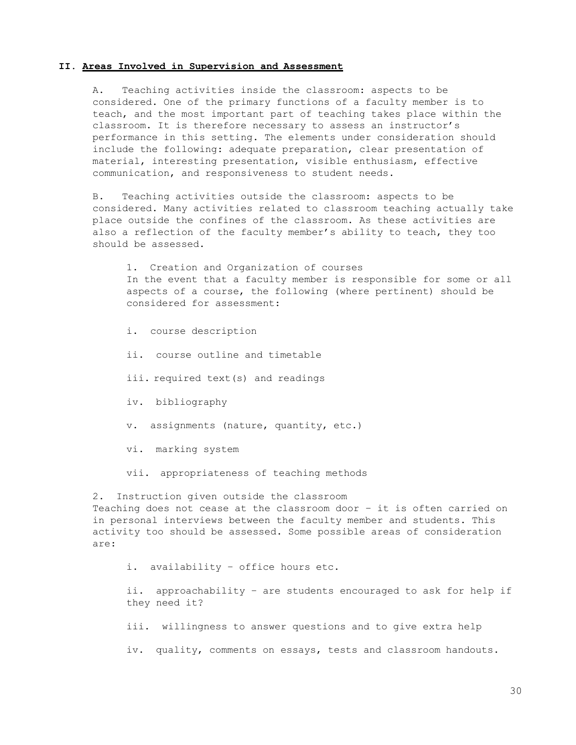## II. Areas Involved in Supervision and Assessment

A. Teaching activities inside the classroom: aspects to be considered. One of the primary functions of a faculty member is to teach, and the most important part of teaching takes place within the classroom. It is therefore necessary to assess an instructor's performance in this setting. The elements under consideration should include the following: adequate preparation, clear presentation of material, interesting presentation, visible enthusiasm, effective communication, and responsiveness to student needs.

B. Teaching activities outside the classroom: aspects to be considered. Many activities related to classroom teaching actually take place outside the confines of the classroom. As these activities are also a reflection of the faculty member's ability to teach, they too should be assessed.

1. Creation and Organization of courses
In the event that a faculty member is responsible for some or all aspects of a course, the following (where pertinent) should be considered for assessment:

   i. course description

   ii. course outline and timetable

   iii. required text(s) and readings

   iv. bibliography

   v. assignments (nature, quantity, etc.)

   vi. marking system

   vii. appropriateness of teaching methods

2. Instruction given outside the classroom
Teaching does not cease at the classroom door – it is often carried on in personal interviews between the faculty member and students. This activity too should be assessed. Some possible areas of consideration are:

   i. availability – office hours etc.

   ii. approachability – are students encouraged to ask for help if they need it?

   iii. willingness to answer questions and to give extra help

   iv. quality, comments on essays, tests and classroom handouts.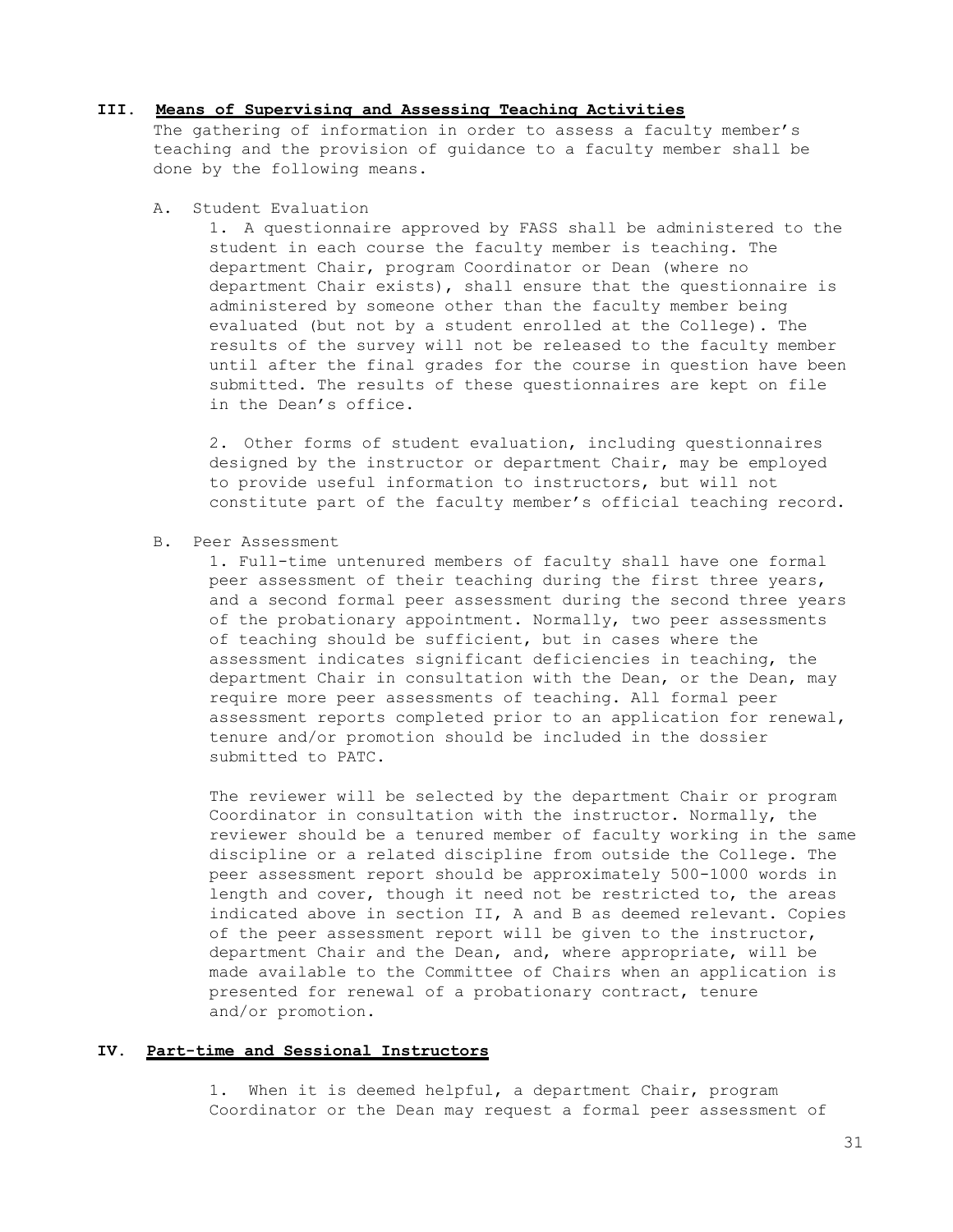## III. Means of Supervising and Assessing Teaching Activities

The gathering of information in order to assess a faculty member's teaching and the provision of guidance to a faculty member shall be done by the following means.

A. Student Evaluation

1. A questionnaire approved by FASS shall be administered to the student in each course the faculty member is teaching. The department Chair, program Coordinator or Dean (where no department Chair exists), shall ensure that the questionnaire is administered by someone other than the faculty member being evaluated (but not by a student enrolled at the College). The results of the survey will not be released to the faculty member until after the final grades for the course in question have been submitted. The results of these questionnaires are kept on file in the Dean's office.

2. Other forms of student evaluation, including questionnaires designed by the instructor or department Chair, may be employed to provide useful information to instructors, but will not constitute part of the faculty member's official teaching record.

B. Peer Assessment

1. Full-time untenured members of faculty shall have one formal peer assessment of their teaching during the first three years, and a second formal peer assessment during the second three years of the probationary appointment. Normally, two peer assessments of teaching should be sufficient, but in cases where the assessment indicates significant deficiencies in teaching, the department Chair in consultation with the Dean, or the Dean, may require more peer assessments of teaching. All formal peer assessment reports completed prior to an application for renewal, tenure and/or promotion should be included in the dossier submitted to PATC.

The reviewer will be selected by the department Chair or program Coordinator in consultation with the instructor. Normally, the reviewer should be a tenured member of faculty working in the same discipline or a related discipline from outside the College. The peer assessment report should be approximately 500-1000 words in length and cover, though it need not be restricted to, the areas indicated above in section II, A and B as deemed relevant. Copies of the peer assessment report will be given to the instructor, department Chair and the Dean, and, where appropriate, will be made available to the Committee of Chairs when an application is presented for renewal of a probationary contract, tenure and/or promotion.

## IV. Part-time and Sessional Instructors

1. When it is deemed helpful, a department Chair, program Coordinator or the Dean may request a formal peer assessment of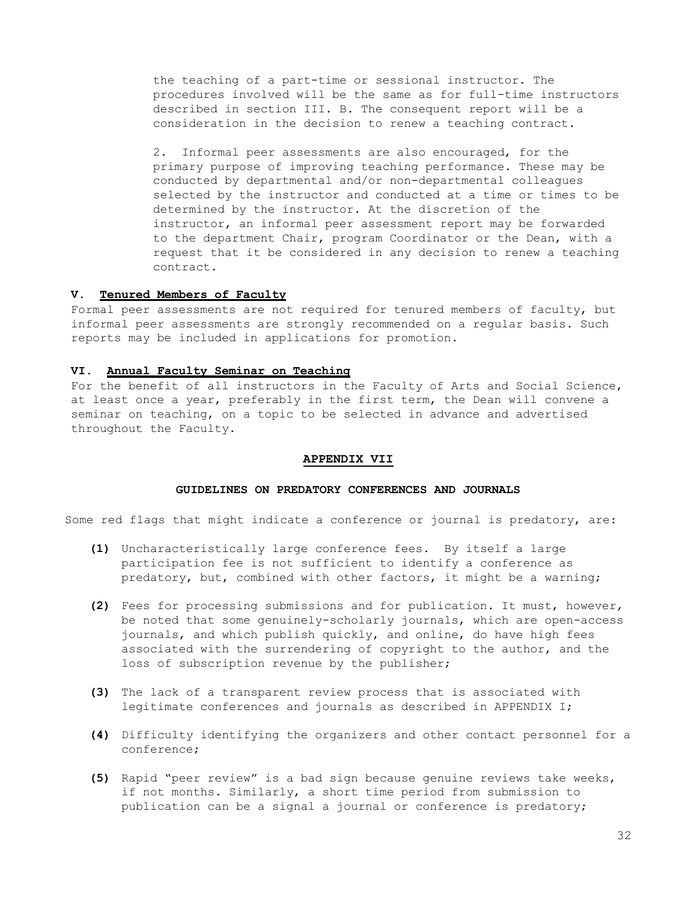the teaching of a part-time or sessional instructor. The procedures involved will be the same as for full-time instructors described in section III. B. The consequent report will be a consideration in the decision to renew a teaching contract.

2. Informal peer assessments are also encouraged, for the primary purpose of improving teaching performance. These may be conducted by departmental and/or non-departmental colleagues selected by the instructor and conducted at a time or times to be determined by the instructor. At the discretion of the instructor, an informal peer assessment report may be forwarded to the department Chair, program Coordinator or the Dean, with a request that it be considered in any decision to renew a teaching contract.

### V. Tenured Members of Faculty

Formal peer assessments are not required for tenured members of faculty, but informal peer assessments are strongly recommended on a regular basis. Such reports may be included in applications for promotion.

### VI. Annual Faculty Seminar on Teaching

For the benefit of all instructors in the Faculty of Arts and Social Science, at least once a year, preferably in the first term, the Dean will convene a seminar on teaching, on a topic to be selected in advance and advertised throughout the Faculty.

## APPENDIX VII

### GUIDELINES ON PREDATORY CONFERENCES AND JOURNALS

Some red flags that might indicate a conference or journal is predatory, are:

**(1)** Uncharacteristically large conference fees. By itself a large participation fee is not sufficient to identify a conference as predatory, but, combined with other factors, it might be a warning;

**(2)** Fees for processing submissions and for publication. It must, however, be noted that some genuinely-scholarly journals, which are open-access journals, and which publish quickly, and online, do have high fees associated with the surrendering of copyright to the author, and the loss of subscription revenue by the publisher;

**(3)** The lack of a transparent review process that is associated with legitimate conferences and journals as described in APPENDIX I;

**(4)** Difficulty identifying the organizers and other contact personnel for a conference;

**(5)** Rapid "peer review" is a bad sign because genuine reviews take weeks, if not months. Similarly, a short time period from submission to publication can be a signal a journal or conference is predatory;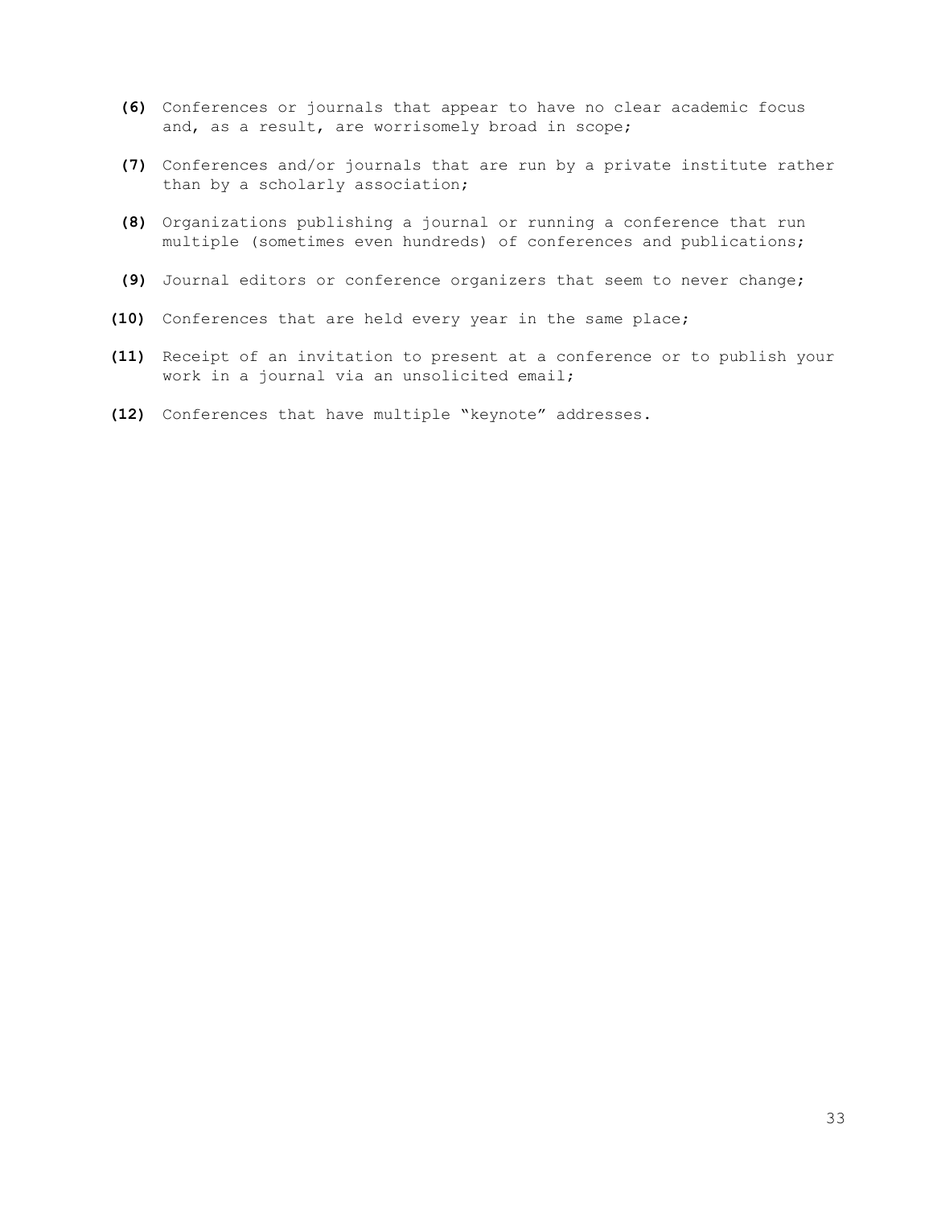**(6)** Conferences or journals that appear to have no clear academic focus and, as a result, are worrisomely broad in scope;

**(7)** Conferences and/or journals that are run by a private institute rather than by a scholarly association;

**(8)** Organizations publishing a journal or running a conference that run multiple (sometimes even hundreds) of conferences and publications;

**(9)** Journal editors or conference organizers that seem to never change;

**(10)** Conferences that are held every year in the same place;

**(11)** Receipt of an invitation to present at a conference or to publish your work in a journal via an unsolicited email;

**(12)** Conferences that have multiple "keynote" addresses.